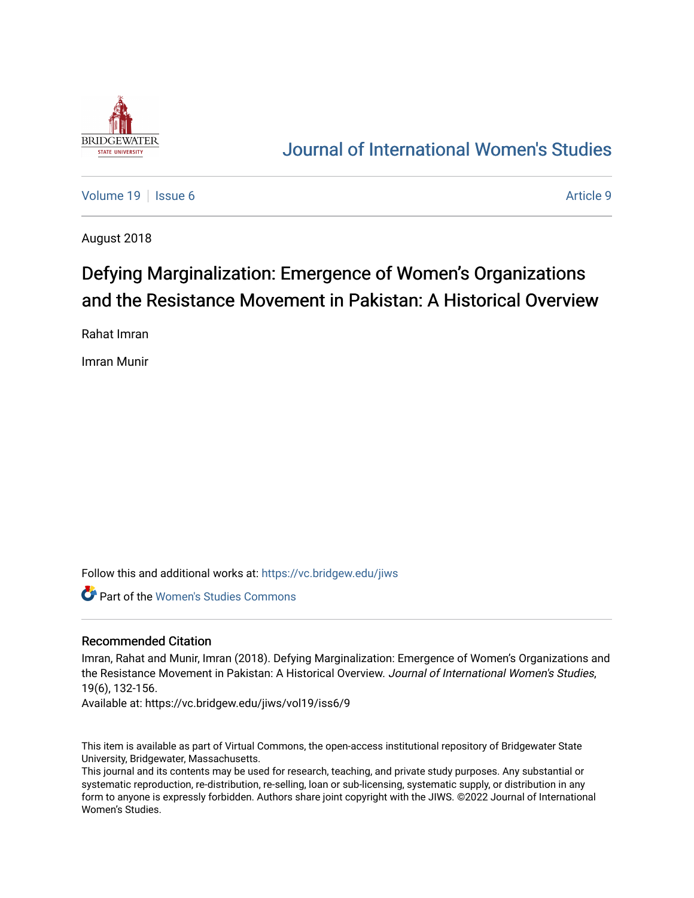Journal of International Women's Studies

Volume 19 | Issue 6 | Article 9

August 2018

# Defying Marginalization: Emergence of Women's Organizations and the Resistance Movement in Pakistan: A Historical Overview

Rahat Imran

Imran Munir

Follow this and additional works at: https://vc.bridgew.edu/jiws

Part of the Women's Studies Commons

## Recommended Citation

Imran, Rahat and Munir, Imran (2018). Defying Marginalization: Emergence of Women's Organizations and the Resistance Movement in Pakistan: A Historical Overview. *Journal of International Women's Studies*, 19(6), 132-156.

Available at: https://vc.bridgew.edu/jiws/vol19/iss6/9

This item is available as part of Virtual Commons, the open-access institutional repository of Bridgewater State University, Bridgewater, Massachusetts.

This journal and its contents may be used for research, teaching, and private study purposes. Any substantial or systematic reproduction, re-distribution, re-selling, loan or sub-licensing, systematic supply, or distribution in any form to anyone is expressly forbidden. Authors share joint copyright with the JIWS. ©2022 Journal of International Women's Studies.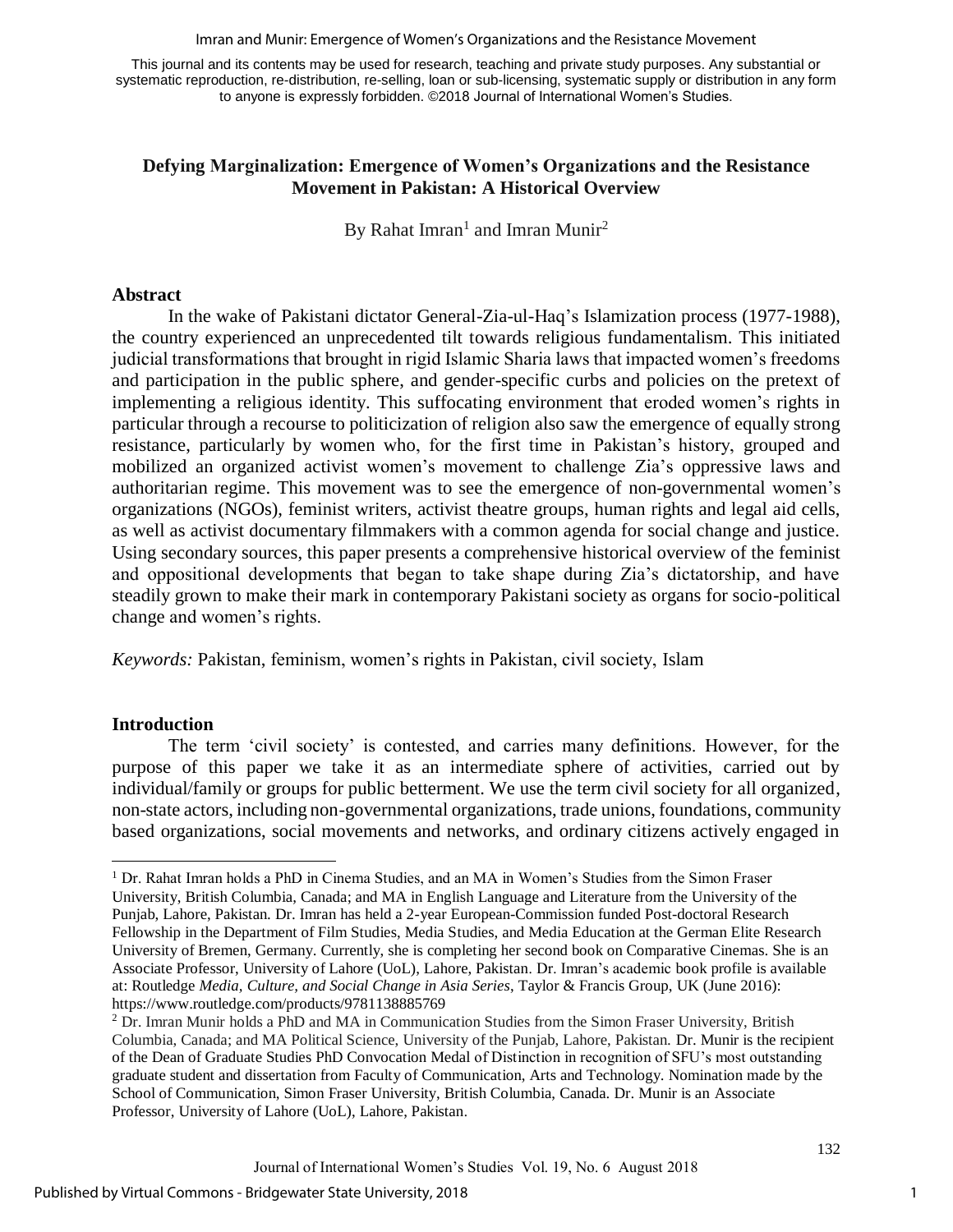This journal and its contents may be used for research, teaching and private study purposes. Any substantial or systematic reproduction, re-distribution, re-selling, loan or sub-licensing, systematic supply or distribution in any form to anyone is expressly forbidden. ©2018 Journal of International Women's Studies.

# Defying Marginalization: Emergence of Women's Organizations and the Resistance Movement in Pakistan: A Historical Overview

By Rahat Imran[1] and Imran Munir[2]

## Abstract

In the wake of Pakistani dictator General-Zia-ul-Haq's Islamization process (1977-1988), the country experienced an unprecedented tilt towards religious fundamentalism. This initiated judicial transformations that brought in rigid Islamic Sharia laws that impacted women's freedoms and participation in the public sphere, and gender-specific curbs and policies on the pretext of implementing a religious identity. This suffocating environment that eroded women's rights in particular through a recourse to politicization of religion also saw the emergence of equally strong resistance, particularly by women who, for the first time in Pakistan's history, grouped and mobilized an organized activist women's movement to challenge Zia's oppressive laws and authoritarian regime. This movement was to see the emergence of non-governmental women's organizations (NGOs), feminist writers, activist theatre groups, human rights and legal aid cells, as well as activist documentary filmmakers with a common agenda for social change and justice. Using secondary sources, this paper presents a comprehensive historical overview of the feminist and oppositional developments that began to take shape during Zia's dictatorship, and have steadily grown to make their mark in contemporary Pakistani society as organs for socio-political change and women's rights.

*Keywords:* Pakistan, feminism, women's rights in Pakistan, civil society, Islam

## Introduction

The term 'civil society' is contested, and carries many definitions. However, for the purpose of this paper we take it as an intermediate sphere of activities, carried out by individual/family or groups for public betterment. We use the term civil society for all organized, non-state actors, including non-governmental organizations, trade unions, foundations, community based organizations, social movements and networks, and ordinary citizens actively engaged in

---

[1] Dr. Rahat Imran holds a PhD in Cinema Studies, and an MA in Women's Studies from the Simon Fraser University, British Columbia, Canada; and MA in English Language and Literature from the University of the Punjab, Lahore, Pakistan. Dr. Imran has held a 2-year European-Commission funded Post-doctoral Research Fellowship in the Department of Film Studies, Media Studies, and Media Education at the German Elite Research University of Bremen, Germany. Currently, she is completing her second book on Comparative Cinemas. She is an Associate Professor, University of Lahore (UoL), Lahore, Pakistan. Dr. Imran's academic book profile is available at: Routledge *Media, Culture, and Social Change in Asia Series*, Taylor & Francis Group, UK (June 2016): https://www.routledge.com/products/9781138885769

[2] Dr. Imran Munir holds a PhD and MA in Communication Studies from the Simon Fraser University, British Columbia, Canada; and MA Political Science, University of the Punjab, Lahore, Pakistan. Dr. Munir is the recipient of the Dean of Graduate Studies PhD Convocation Medal of Distinction in recognition of SFU's most outstanding graduate student and dissertation from Faculty of Communication, Arts and Technology. Nomination made by the School of Communication, Simon Fraser University, British Columbia, Canada. Dr. Munir is an Associate Professor, University of Lahore (UoL), Lahore, Pakistan.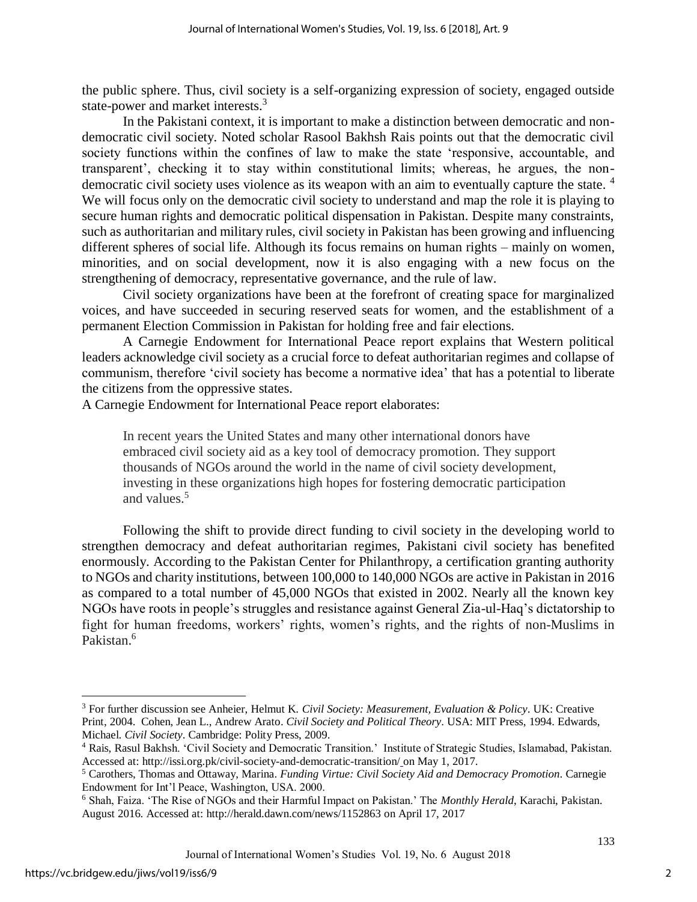the public sphere. Thus, civil society is a self-organizing expression of society, engaged outside state-power and market interests.[3]

In the Pakistani context, it is important to make a distinction between democratic and non-democratic civil society. Noted scholar Rasool Bakhsh Rais points out that the democratic civil society functions within the confines of law to make the state 'responsive, accountable, and transparent', checking it to stay within constitutional limits; whereas, he argues, the non-democratic civil society uses violence as its weapon with an aim to eventually capture the state. [4] We will focus only on the democratic civil society to understand and map the role it is playing to secure human rights and democratic political dispensation in Pakistan. Despite many constraints, such as authoritarian and military rules, civil society in Pakistan has been growing and influencing different spheres of social life. Although its focus remains on human rights – mainly on women, minorities, and on social development, now it is also engaging with a new focus on the strengthening of democracy, representative governance, and the rule of law.

Civil society organizations have been at the forefront of creating space for marginalized voices, and have succeeded in securing reserved seats for women, and the establishment of a permanent Election Commission in Pakistan for holding free and fair elections.

A Carnegie Endowment for International Peace report explains that Western political leaders acknowledge civil society as a crucial force to defeat authoritarian regimes and collapse of communism, therefore 'civil society has become a normative idea' that has a potential to liberate the citizens from the oppressive states.

A Carnegie Endowment for International Peace report elaborates:

> In recent years the United States and many other international donors have embraced civil society aid as a key tool of democracy promotion. They support thousands of NGOs around the world in the name of civil society development, investing in these organizations high hopes for fostering democratic participation and values.[5]

Following the shift to provide direct funding to civil society in the developing world to strengthen democracy and defeat authoritarian regimes, Pakistani civil society has benefited enormously. According to the Pakistan Center for Philanthropy, a certification granting authority to NGOs and charity institutions, between 100,000 to 140,000 NGOs are active in Pakistan in 2016 as compared to a total number of 45,000 NGOs that existed in 2002. Nearly all the known key NGOs have roots in people's struggles and resistance against General Zia-ul-Haq's dictatorship to fight for human freedoms, workers' rights, women's rights, and the rights of non-Muslims in Pakistan.[6]

---

[3] For further discussion see Anheier, Helmut K. *Civil Society: Measurement, Evaluation & Policy*. UK: Creative Print, 2004. Cohen, Jean L., Andrew Arato. *Civil Society and Political Theory*. USA: MIT Press, 1994. Edwards, Michael. *Civil Society*. Cambridge: Polity Press, 2009.

[4] Rais, Rasul Bakhsh. 'Civil Society and Democratic Transition.' Institute of Strategic Studies, Islamabad, Pakistan. Accessed at: http://issi.org.pk/civil-society-and-democratic-transition/ on May 1, 2017.

[5] Carothers, Thomas and Ottaway, Marina. *Funding Virtue: Civil Society Aid and Democracy Promotion*. Carnegie Endowment for Int'l Peace, Washington, USA. 2000.

[6] Shah, Faiza. 'The Rise of NGOs and their Harmful Impact on Pakistan.' The *Monthly Herald*, Karachi, Pakistan. August 2016. Accessed at: http://herald.dawn.com/news/1152863 on April 17, 2017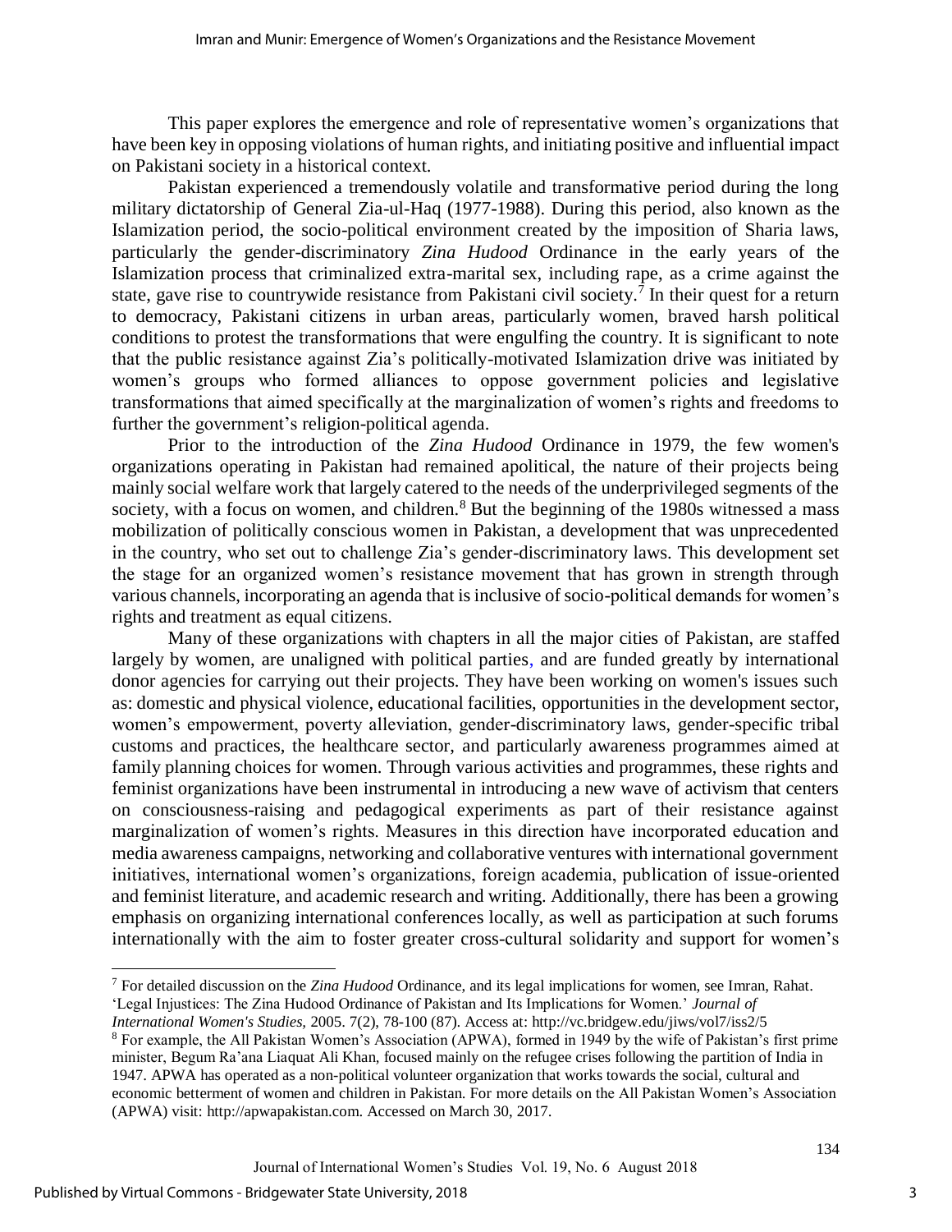This paper explores the emergence and role of representative women's organizations that have been key in opposing violations of human rights, and initiating positive and influential impact on Pakistani society in a historical context.

Pakistan experienced a tremendously volatile and transformative period during the long military dictatorship of General Zia-ul-Haq (1977-1988). During this period, also known as the Islamization period, the socio-political environment created by the imposition of Sharia laws, particularly the gender-discriminatory *Zina Hudood* Ordinance in the early years of the Islamization process that criminalized extra-marital sex, including rape, as a crime against the state, gave rise to countrywide resistance from Pakistani civil society.[7] In their quest for a return to democracy, Pakistani citizens in urban areas, particularly women, braved harsh political conditions to protest the transformations that were engulfing the country. It is significant to note that the public resistance against Zia's politically-motivated Islamization drive was initiated by women's groups who formed alliances to oppose government policies and legislative transformations that aimed specifically at the marginalization of women's rights and freedoms to further the government's religion-political agenda.

Prior to the introduction of the *Zina Hudood* Ordinance in 1979, the few women's organizations operating in Pakistan had remained apolitical, the nature of their projects being mainly social welfare work that largely catered to the needs of the underprivileged segments of the society, with a focus on women, and children.[8] But the beginning of the 1980s witnessed a mass mobilization of politically conscious women in Pakistan, a development that was unprecedented in the country, who set out to challenge Zia's gender-discriminatory laws. This development set the stage for an organized women's resistance movement that has grown in strength through various channels, incorporating an agenda that is inclusive of socio-political demands for women's rights and treatment as equal citizens.

Many of these organizations with chapters in all the major cities of Pakistan, are staffed largely by women, are unaligned with political parties, and are funded greatly by international donor agencies for carrying out their projects. They have been working on women's issues such as: domestic and physical violence, educational facilities, opportunities in the development sector, women's empowerment, poverty alleviation, gender-discriminatory laws, gender-specific tribal customs and practices, the healthcare sector, and particularly awareness programmes aimed at family planning choices for women. Through various activities and programmes, these rights and feminist organizations have been instrumental in introducing a new wave of activism that centers on consciousness-raising and pedagogical experiments as part of their resistance against marginalization of women's rights. Measures in this direction have incorporated education and media awareness campaigns, networking and collaborative ventures with international government initiatives, international women's organizations, foreign academia, publication of issue-oriented and feminist literature, and academic research and writing. Additionally, there has been a growing emphasis on organizing international conferences locally, as well as participation at such forums internationally with the aim to foster greater cross-cultural solidarity and support for women's

---

[7] For detailed discussion on the *Zina Hudood* Ordinance, and its legal implications for women, see Imran, Rahat. 'Legal Injustices: The Zina Hudood Ordinance of Pakistan and Its Implications for Women.' *Journal of International Women's Studies,* 2005. 7(2), 78-100 (87). Access at: http://vc.bridgew.edu/jiws/vol7/iss2/5

[8] For example, the All Pakistan Women's Association (APWA), formed in 1949 by the wife of Pakistan's first prime minister, Begum Ra'ana Liaquat Ali Khan, focused mainly on the refugee crises following the partition of India in 1947. APWA has operated as a non-political volunteer organization that works towards the social, cultural and economic betterment of women and children in Pakistan. For more details on the All Pakistan Women's Association (APWA) visit: http://apwapakistan.com. Accessed on March 30, 2017.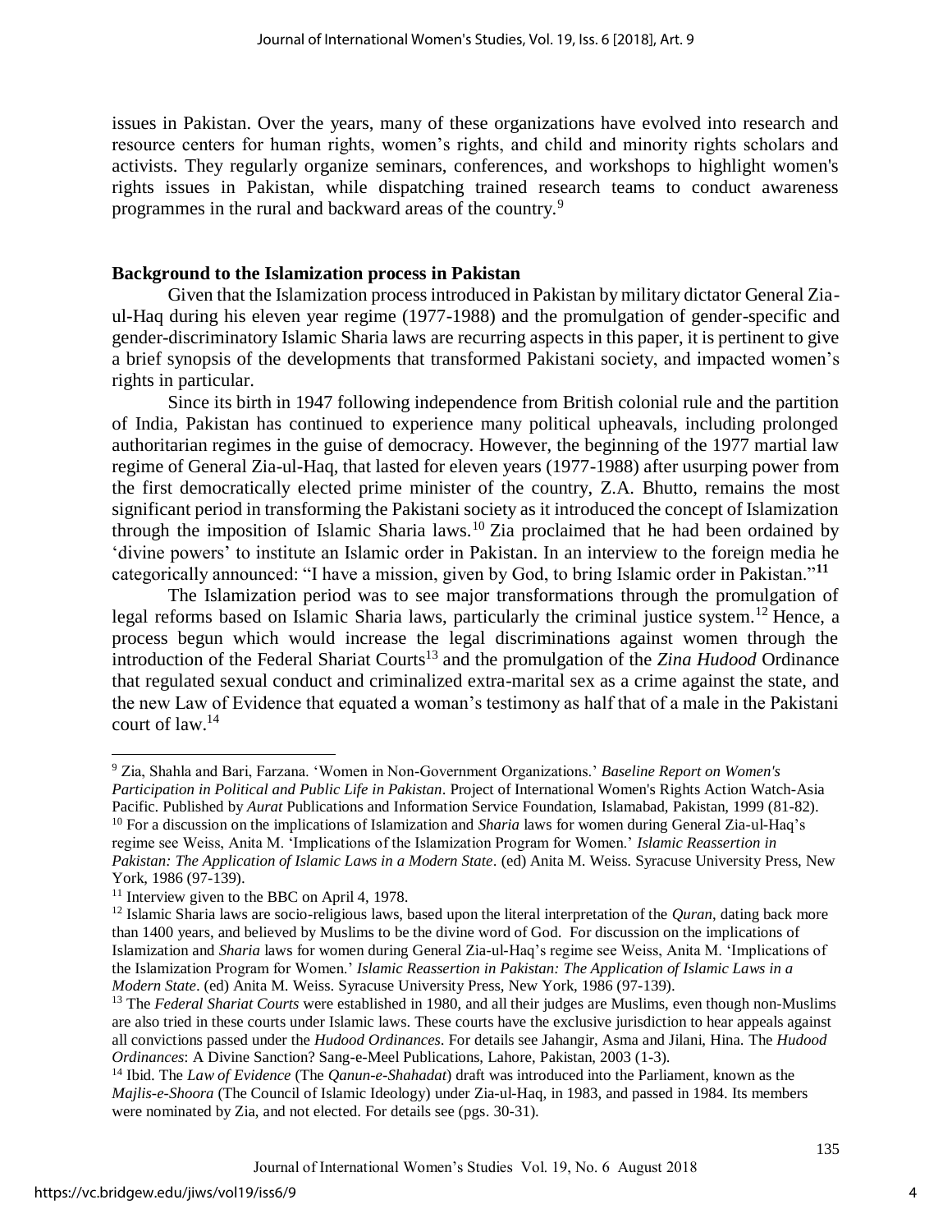issues in Pakistan. Over the years, many of these organizations have evolved into research and resource centers for human rights, women's rights, and child and minority rights scholars and activists. They regularly organize seminars, conferences, and workshops to highlight women's rights issues in Pakistan, while dispatching trained research teams to conduct awareness programmes in the rural and backward areas of the country.[9]

## Background to the Islamization process in Pakistan

Given that the Islamization process introduced in Pakistan by military dictator General Zia-ul-Haq during his eleven year regime (1977-1988) and the promulgation of gender-specific and gender-discriminatory Islamic Sharia laws are recurring aspects in this paper, it is pertinent to give a brief synopsis of the developments that transformed Pakistani society, and impacted women's rights in particular.

Since its birth in 1947 following independence from British colonial rule and the partition of India, Pakistan has continued to experience many political upheavals, including prolonged authoritarian regimes in the guise of democracy. However, the beginning of the 1977 martial law regime of General Zia-ul-Haq, that lasted for eleven years (1977-1988) after usurping power from the first democratically elected prime minister of the country, Z.A. Bhutto, remains the most significant period in transforming the Pakistani society as it introduced the concept of Islamization through the imposition of Islamic Sharia laws.[10] Zia proclaimed that he had been ordained by 'divine powers' to institute an Islamic order in Pakistan. In an interview to the foreign media he categorically announced: "I have a mission, given by God, to bring Islamic order in Pakistan."[11]

The Islamization period was to see major transformations through the promulgation of legal reforms based on Islamic Sharia laws, particularly the criminal justice system.[12] Hence, a process begun which would increase the legal discriminations against women through the introduction of the Federal Shariat Courts[13] and the promulgation of the *Zina Hudood* Ordinance that regulated sexual conduct and criminalized extra-marital sex as a crime against the state, and the new Law of Evidence that equated a woman's testimony as half that of a male in the Pakistani court of law.[14]

---

[9] Zia, Shahla and Bari, Farzana. 'Women in Non-Government Organizations.' *Baseline Report on Women's Participation in Political and Public Life in Pakistan*. Project of International Women's Rights Action Watch-Asia Pacific. Published by *Aurat* Publications and Information Service Foundation, Islamabad, Pakistan, 1999 (81-82).

[10] For a discussion on the implications of Islamization and *Sharia* laws for women during General Zia-ul-Haq's regime see Weiss, Anita M. 'Implications of the Islamization Program for Women.' *Islamic Reassertion in Pakistan: The Application of Islamic Laws in a Modern State*. (ed) Anita M. Weiss. Syracuse University Press, New York, 1986 (97-139).

[11] Interview given to the BBC on April 4, 1978.

[12] Islamic Sharia laws are socio-religious laws, based upon the literal interpretation of the *Quran*, dating back more than 1400 years, and believed by Muslims to be the divine word of God. For discussion on the implications of Islamization and *Sharia* laws for women during General Zia-ul-Haq's regime see Weiss, Anita M. 'Implications of the Islamization Program for Women.' *Islamic Reassertion in Pakistan: The Application of Islamic Laws in a Modern State*. (ed) Anita M. Weiss. Syracuse University Press, New York, 1986 (97-139).

[13] The *Federal Shariat Courts* were established in 1980, and all their judges are Muslims, even though non-Muslims are also tried in these courts under Islamic laws. These courts have the exclusive jurisdiction to hear appeals against all convictions passed under the *Hudood Ordinances*. For details see Jahangir, Asma and Jilani, Hina. The *Hudood Ordinances*: A Divine Sanction? Sang-e-Meel Publications, Lahore, Pakistan, 2003 (1-3).

[14] Ibid. The *Law of Evidence* (The *Qanun-e-Shahadat*) draft was introduced into the Parliament, known as the *Majlis-e-Shoora* (The Council of Islamic Ideology) under Zia-ul-Haq, in 1983, and passed in 1984. Its members were nominated by Zia, and not elected. For details see (pgs. 30-31).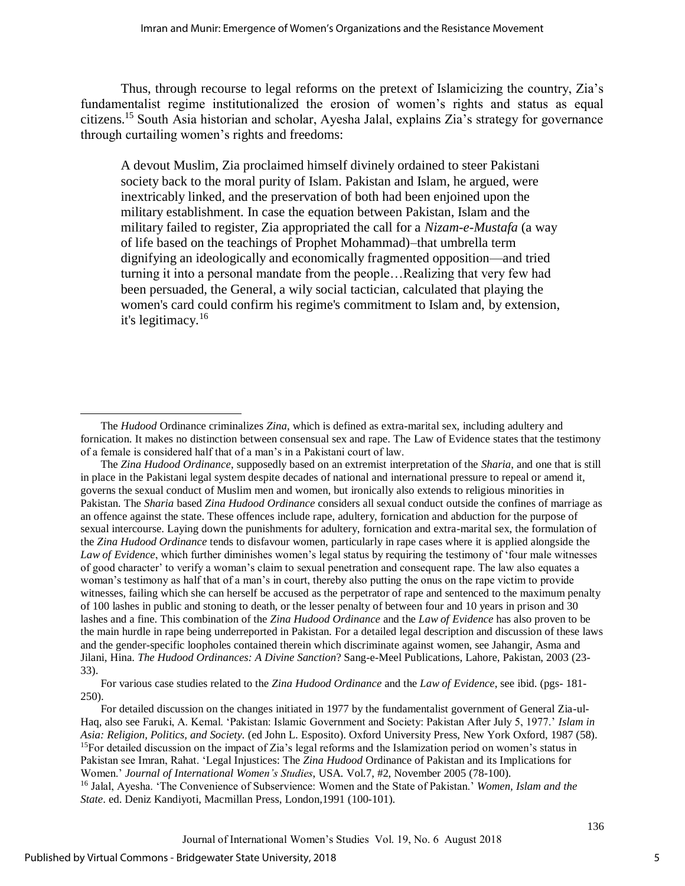Thus, through recourse to legal reforms on the pretext of Islamicizing the country, Zia's fundamentalist regime institutionalized the erosion of women's rights and status as equal citizens.[15] South Asia historian and scholar, Ayesha Jalal, explains Zia's strategy for governance through curtailing women's rights and freedoms:

> A devout Muslim, Zia proclaimed himself divinely ordained to steer Pakistani society back to the moral purity of Islam. Pakistan and Islam, he argued, were inextricably linked, and the preservation of both had been enjoined upon the military establishment. In case the equation between Pakistan, Islam and the military failed to register, Zia appropriated the call for a *Nizam-e-Mustafa* (a way of life based on the teachings of Prophet Mohammad)–that umbrella term dignifying an ideologically and economically fragmented opposition—and tried turning it into a personal mandate from the people…Realizing that very few had been persuaded, the General, a wily social tactician, calculated that playing the women's card could confirm his regime's commitment to Islam and, by extension, it's legitimacy.[16]

---

The *Hudood* Ordinance criminalizes *Zina*, which is defined as extra-marital sex, including adultery and fornication. It makes no distinction between consensual sex and rape. The Law of Evidence states that the testimony of a female is considered half that of a man's in a Pakistani court of law.

The *Zina Hudood Ordinance*, supposedly based on an extremist interpretation of the *Sharia*, and one that is still in place in the Pakistani legal system despite decades of national and international pressure to repeal or amend it, governs the sexual conduct of Muslim men and women, but ironically also extends to religious minorities in Pakistan. The *Sharia* based *Zina Hudood Ordinance* considers all sexual conduct outside the confines of marriage as an offence against the state. These offences include rape, adultery, fornication and abduction for the purpose of sexual intercourse. Laying down the punishments for adultery, fornication and extra-marital sex, the formulation of the *Zina Hudood Ordinance* tends to disfavour women, particularly in rape cases where it is applied alongside the *Law of Evidence*, which further diminishes women's legal status by requiring the testimony of 'four male witnesses of good character' to verify a woman's claim to sexual penetration and consequent rape. The law also equates a woman's testimony as half that of a man's in court, thereby also putting the onus on the rape victim to provide witnesses, failing which she can herself be accused as the perpetrator of rape and sentenced to the maximum penalty of 100 lashes in public and stoning to death, or the lesser penalty of between four and 10 years in prison and 30 lashes and a fine. This combination of the *Zina Hudood Ordinance* and the *Law of Evidence* has also proven to be the main hurdle in rape being underreported in Pakistan. For a detailed legal description and discussion of these laws and the gender-specific loopholes contained therein which discriminate against women, see Jahangir, Asma and Jilani, Hina. *The Hudood Ordinances: A Divine Sanction*? Sang-e-Meel Publications, Lahore, Pakistan, 2003 (23-33).

For various case studies related to the *Zina Hudood Ordinance* and the *Law of Evidence*, see ibid. (pgs- 181-250).

For detailed discussion on the changes initiated in 1977 by the fundamentalist government of General Zia-ul-Haq, also see Faruki, A. Kemal. 'Pakistan: Islamic Government and Society: Pakistan After July 5, 1977.' *Islam in Asia: Religion, Politics, and Society.* (ed John L. Esposito). Oxford University Press, New York Oxford, 1987 (58).

[15] For detailed discussion on the impact of Zia's legal reforms and the Islamization period on women's status in Pakistan see Imran, Rahat. 'Legal Injustices: The *Zina Hudood* Ordinance of Pakistan and its Implications for Women.' *Journal of International Women's Studies*, USA. Vol.7, #2, November 2005 (78-100).

[16] Jalal, Ayesha. 'The Convenience of Subservience: Women and the State of Pakistan.' *Women, Islam and the State*. ed. Deniz Kandiyoti, Macmillan Press, London,1991 (100-101).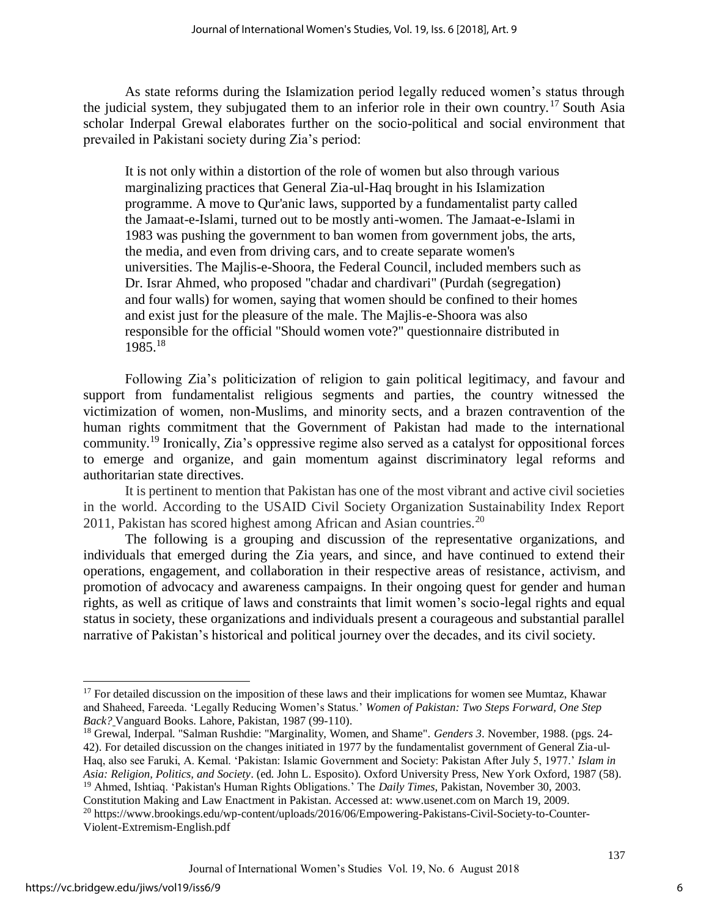As state reforms during the Islamization period legally reduced women's status through the judicial system, they subjugated them to an inferior role in their own country.[17] South Asia scholar Inderpal Grewal elaborates further on the socio-political and social environment that prevailed in Pakistani society during Zia's period:

> It is not only within a distortion of the role of women but also through various marginalizing practices that General Zia-ul-Haq brought in his Islamization programme. A move to Qur'anic laws, supported by a fundamentalist party called the Jamaat-e-Islami, turned out to be mostly anti-women. The Jamaat-e-Islami in 1983 was pushing the government to ban women from government jobs, the arts, the media, and even from driving cars, and to create separate women's universities. The Majlis-e-Shoora, the Federal Council, included members such as Dr. Israr Ahmed, who proposed "chadar and chardivari" (Purdah (segregation) and four walls) for women, saying that women should be confined to their homes and exist just for the pleasure of the male. The Majlis-e-Shoora was also responsible for the official "Should women vote?" questionnaire distributed in 1985.[18]

Following Zia's politicization of religion to gain political legitimacy, and favour and support from fundamentalist religious segments and parties, the country witnessed the victimization of women, non-Muslims, and minority sects, and a brazen contravention of the human rights commitment that the Government of Pakistan had made to the international community.[19] Ironically, Zia's oppressive regime also served as a catalyst for oppositional forces to emerge and organize, and gain momentum against discriminatory legal reforms and authoritarian state directives.

It is pertinent to mention that Pakistan has one of the most vibrant and active civil societies in the world. According to the USAID Civil Society Organization Sustainability Index Report 2011, Pakistan has scored highest among African and Asian countries.[20]

The following is a grouping and discussion of the representative organizations, and individuals that emerged during the Zia years, and since, and have continued to extend their operations, engagement, and collaboration in their respective areas of resistance, activism, and promotion of advocacy and awareness campaigns. In their ongoing quest for gender and human rights, as well as critique of laws and constraints that limit women's socio-legal rights and equal status in society, these organizations and individuals present a courageous and substantial parallel narrative of Pakistan's historical and political journey over the decades, and its civil society.

---

[17] For detailed discussion on the imposition of these laws and their implications for women see Mumtaz, Khawar and Shaheed, Fareeda. 'Legally Reducing Women's Status.' *Women of Pakistan: Two Steps Forward, One Step Back?* Vanguard Books. Lahore, Pakistan, 1987 (99-110).

[18] Grewal, Inderpal. "Salman Rushdie: "Marginality, Women, and Shame". *Genders 3*. November, 1988. (pgs. 24-42). For detailed discussion on the changes initiated in 1977 by the fundamentalist government of General Zia-ul-Haq, also see Faruki, A. Kemal. 'Pakistan: Islamic Government and Society: Pakistan After July 5, 1977.' *Islam in Asia: Religion, Politics, and Society*. (ed. John L. Esposito). Oxford University Press, New York Oxford, 1987 (58).

[19] Ahmed, Ishtiaq. 'Pakistan's Human Rights Obligations.' The *Daily Times*, Pakistan, November 30, 2003. Constitution Making and Law Enactment in Pakistan. Accessed at: www.usenet.com on March 19, 2009.

[20] https://www.brookings.edu/wp-content/uploads/2016/06/Empowering-Pakistans-Civil-Society-to-Counter-Violent-Extremism-English.pdf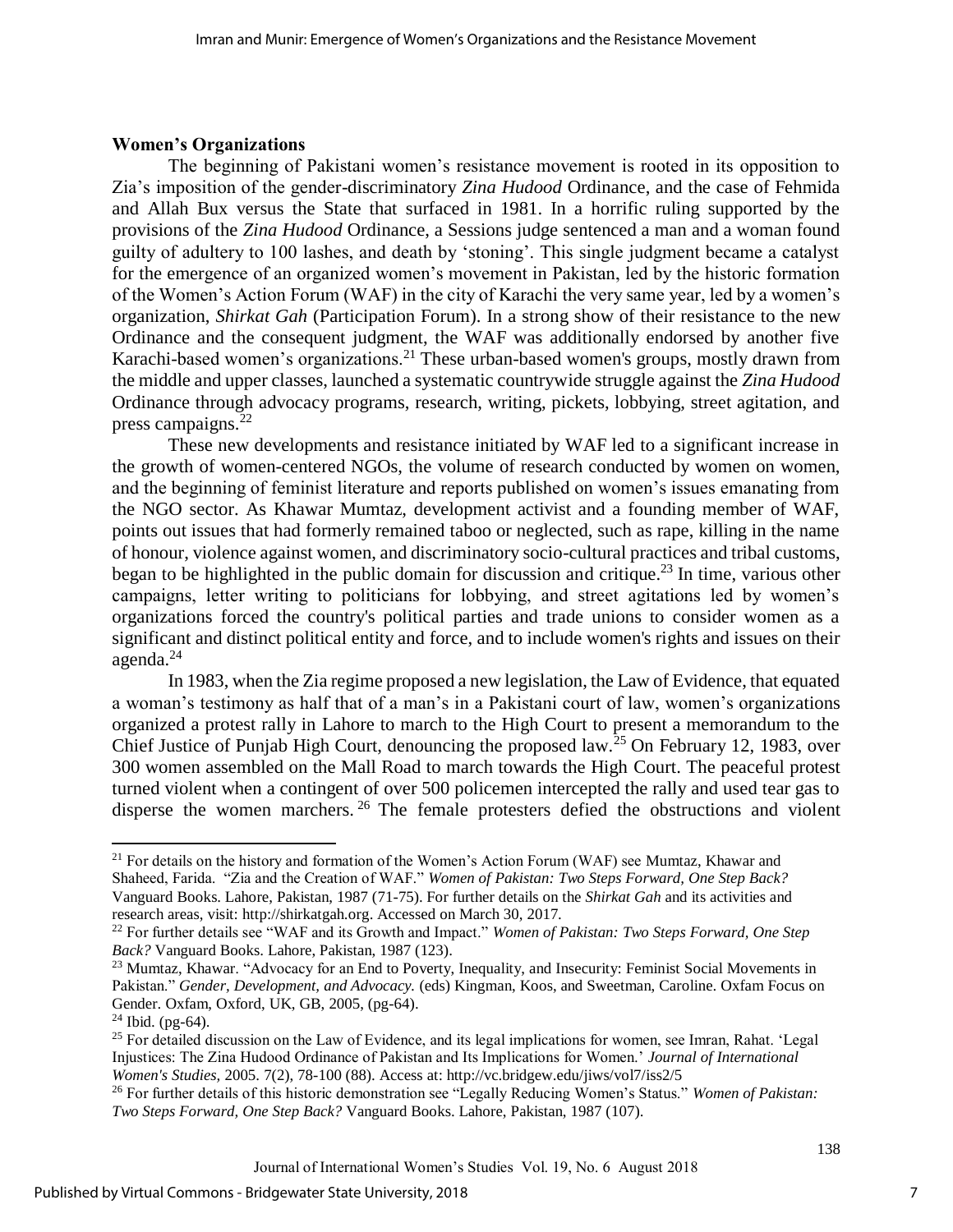### Women's Organizations

The beginning of Pakistani women's resistance movement is rooted in its opposition to Zia's imposition of the gender-discriminatory *Zina Hudood* Ordinance, and the case of Fehmida and Allah Bux versus the State that surfaced in 1981. In a horrific ruling supported by the provisions of the *Zina Hudood* Ordinance, a Sessions judge sentenced a man and a woman found guilty of adultery to 100 lashes, and death by 'stoning'. This single judgment became a catalyst for the emergence of an organized women's movement in Pakistan, led by the historic formation of the Women's Action Forum (WAF) in the city of Karachi the very same year, led by a women's organization, *Shirkat Gah* (Participation Forum). In a strong show of their resistance to the new Ordinance and the consequent judgment, the WAF was additionally endorsed by another five Karachi-based women's organizations.[21] These urban-based women's groups, mostly drawn from the middle and upper classes, launched a systematic countrywide struggle against the *Zina Hudood* Ordinance through advocacy programs, research, writing, pickets, lobbying, street agitation, and press campaigns.[22]

These new developments and resistance initiated by WAF led to a significant increase in the growth of women-centered NGOs, the volume of research conducted by women on women, and the beginning of feminist literature and reports published on women's issues emanating from the NGO sector. As Khawar Mumtaz, development activist and a founding member of WAF, points out issues that had formerly remained taboo or neglected, such as rape, killing in the name of honour, violence against women, and discriminatory socio-cultural practices and tribal customs, began to be highlighted in the public domain for discussion and critique.[23] In time, various other campaigns, letter writing to politicians for lobbying, and street agitations led by women's organizations forced the country's political parties and trade unions to consider women as a significant and distinct political entity and force, and to include women's rights and issues on their agenda.[24]

In 1983, when the Zia regime proposed a new legislation, the Law of Evidence, that equated a woman's testimony as half that of a man's in a Pakistani court of law, women's organizations organized a protest rally in Lahore to march to the High Court to present a memorandum to the Chief Justice of Punjab High Court, denouncing the proposed law.[25] On February 12, 1983, over 300 women assembled on the Mall Road to march towards the High Court. The peaceful protest turned violent when a contingent of over 500 policemen intercepted the rally and used tear gas to disperse the women marchers.[26] The female protesters defied the obstructions and violent

---

[21] For details on the history and formation of the Women's Action Forum (WAF) see Mumtaz, Khawar and Shaheed, Farida. "Zia and the Creation of WAF." *Women of Pakistan: Two Steps Forward, One Step Back?* Vanguard Books. Lahore, Pakistan, 1987 (71-75). For further details on the *Shirkat Gah* and its activities and research areas, visit: http://shirkatgah.org. Accessed on March 30, 2017.

[22] For further details see "WAF and its Growth and Impact." *Women of Pakistan: Two Steps Forward, One Step Back?* Vanguard Books. Lahore, Pakistan, 1987 (123).

[23] Mumtaz, Khawar. "Advocacy for an End to Poverty, Inequality, and Insecurity: Feminist Social Movements in Pakistan." *Gender, Development, and Advocacy.* (eds) Kingman, Koos, and Sweetman, Caroline. Oxfam Focus on Gender. Oxfam, Oxford, UK, GB, 2005, (pg-64).

[24] Ibid. (pg-64).

[25] For detailed discussion on the Law of Evidence, and its legal implications for women, see Imran, Rahat. 'Legal Injustices: The Zina Hudood Ordinance of Pakistan and Its Implications for Women.' *Journal of International Women's Studies,* 2005. 7(2), 78-100 (88). Access at: http://vc.bridgew.edu/jiws/vol7/iss2/5

[26] For further details of this historic demonstration see "Legally Reducing Women's Status." *Women of Pakistan: Two Steps Forward, One Step Back?* Vanguard Books. Lahore, Pakistan, 1987 (107).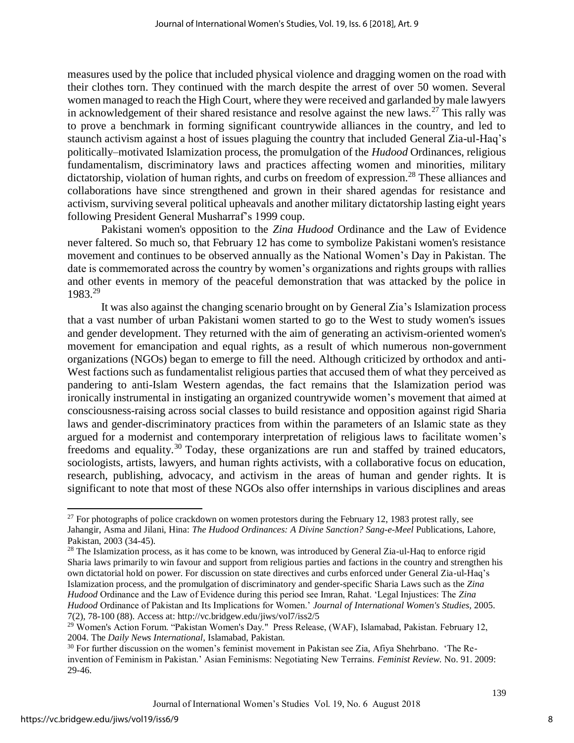measures used by the police that included physical violence and dragging women on the road with their clothes torn. They continued with the march despite the arrest of over 50 women. Several women managed to reach the High Court, where they were received and garlanded by male lawyers in acknowledgement of their shared resistance and resolve against the new laws.[27] This rally was to prove a benchmark in forming significant countrywide alliances in the country, and led to staunch activism against a host of issues plaguing the country that included General Zia-ul-Haq's politically–motivated Islamization process, the promulgation of the *Hudood* Ordinances, religious fundamentalism, discriminatory laws and practices affecting women and minorities, military dictatorship, violation of human rights, and curbs on freedom of expression.[28] These alliances and collaborations have since strengthened and grown in their shared agendas for resistance and activism, surviving several political upheavals and another military dictatorship lasting eight years following President General Musharraf's 1999 coup.

Pakistani women's opposition to the *Zina Hudood* Ordinance and the Law of Evidence never faltered. So much so, that February 12 has come to symbolize Pakistani women's resistance movement and continues to be observed annually as the National Women's Day in Pakistan. The date is commemorated across the country by women's organizations and rights groups with rallies and other events in memory of the peaceful demonstration that was attacked by the police in 1983.[29]

It was also against the changing scenario brought on by General Zia's Islamization process that a vast number of urban Pakistani women started to go to the West to study women's issues and gender development. They returned with the aim of generating an activism-oriented women's movement for emancipation and equal rights, as a result of which numerous non-government organizations (NGOs) began to emerge to fill the need. Although criticized by orthodox and anti-West factions such as fundamentalist religious parties that accused them of what they perceived as pandering to anti-Islam Western agendas, the fact remains that the Islamization period was ironically instrumental in instigating an organized countrywide women's movement that aimed at consciousness-raising across social classes to build resistance and opposition against rigid Sharia laws and gender-discriminatory practices from within the parameters of an Islamic state as they argued for a modernist and contemporary interpretation of religious laws to facilitate women's freedoms and equality.[30] Today, these organizations are run and staffed by trained educators, sociologists, artists, lawyers, and human rights activists, with a collaborative focus on education, research, publishing, advocacy, and activism in the areas of human and gender rights. It is significant to note that most of these NGOs also offer internships in various disciplines and areas

---

[27] For photographs of police crackdown on women protestors during the February 12, 1983 protest rally, see Jahangir, Asma and Jilani, Hina: *The Hudood Ordinances: A Divine Sanction? Sang-e-Meel* Publications, Lahore, Pakistan, 2003 (34-45).

[28] The Islamization process, as it has come to be known, was introduced by General Zia-ul-Haq to enforce rigid Sharia laws primarily to win favour and support from religious parties and factions in the country and strengthen his own dictatorial hold on power. For discussion on state directives and curbs enforced under General Zia-ul-Haq's Islamization process, and the promulgation of discriminatory and gender-specific Sharia Laws such as the *Zina Hudood* Ordinance and the Law of Evidence during this period see Imran, Rahat. 'Legal Injustices: The *Zina Hudood* Ordinance of Pakistan and Its Implications for Women.' *Journal of International Women's Studies*, 2005. 7(2), 78-100 (88). Access at: http://vc.bridgew.edu/jiws/vol7/iss2/5

[29] Women's Action Forum. "Pakistan Women's Day." Press Release, (WAF), Islamabad, Pakistan. February 12, 2004. The *Daily News International*, Islamabad, Pakistan.

[30] For further discussion on the women's feminist movement in Pakistan see Zia, Afiya Shehrbano. 'The Re-invention of Feminism in Pakistan.' Asian Feminisms: Negotiating New Terrains. *Feminist Review*. No. 91. 2009: 29-46.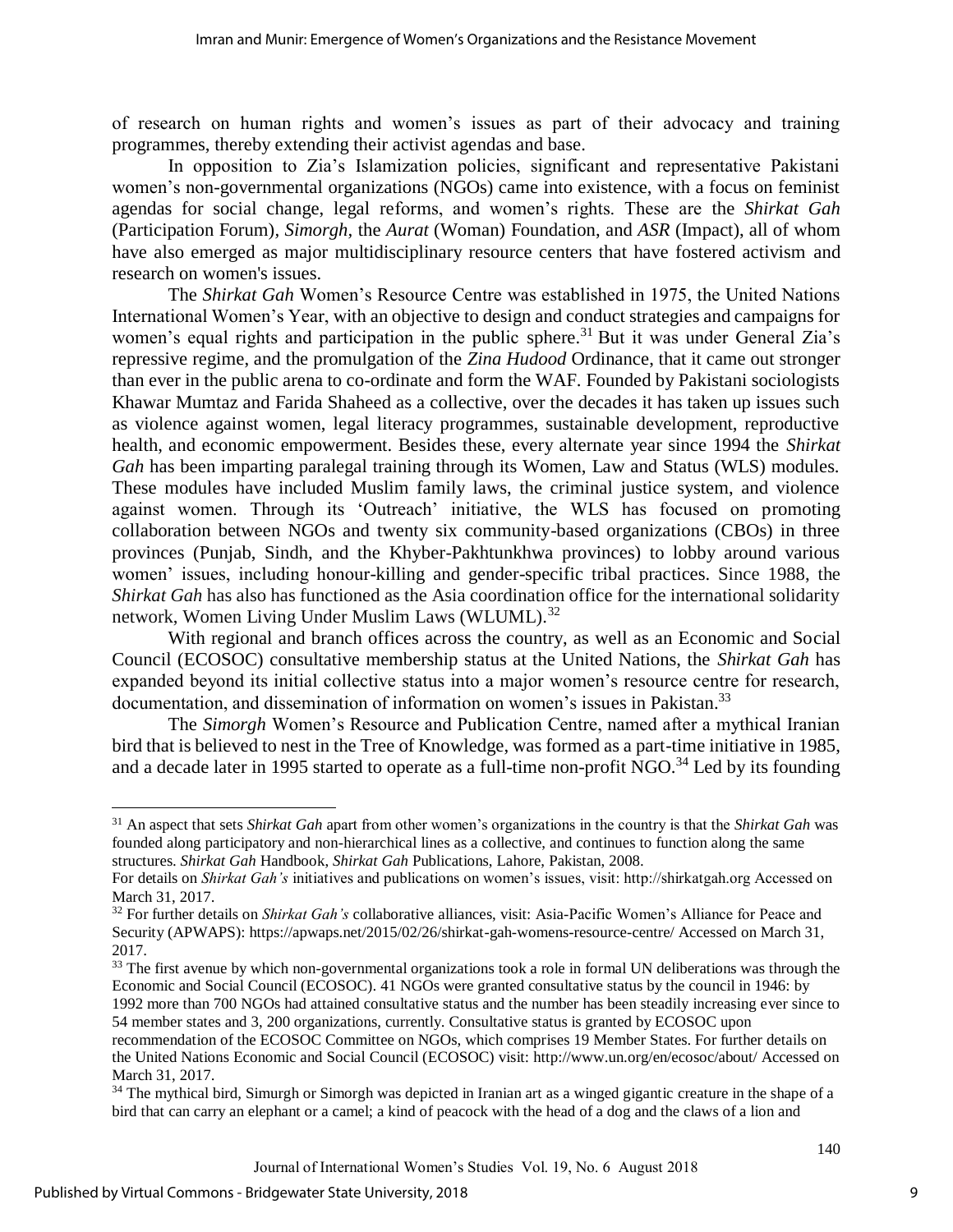of research on human rights and women's issues as part of their advocacy and training programmes, thereby extending their activist agendas and base.

In opposition to Zia's Islamization policies, significant and representative Pakistani women's non-governmental organizations (NGOs) came into existence, with a focus on feminist agendas for social change, legal reforms, and women's rights. These are the *Shirkat Gah* (Participation Forum), *Simorgh*, the *Aurat* (Woman) Foundation, and *ASR* (Impact), all of whom have also emerged as major multidisciplinary resource centers that have fostered activism and research on women's issues.

The *Shirkat Gah* Women's Resource Centre was established in 1975, the United Nations International Women's Year, with an objective to design and conduct strategies and campaigns for women's equal rights and participation in the public sphere.[31] But it was under General Zia's repressive regime, and the promulgation of the *Zina Hudood* Ordinance, that it came out stronger than ever in the public arena to co-ordinate and form the WAF. Founded by Pakistani sociologists Khawar Mumtaz and Farida Shaheed as a collective, over the decades it has taken up issues such as violence against women, legal literacy programmes, sustainable development, reproductive health, and economic empowerment. Besides these, every alternate year since 1994 the *Shirkat Gah* has been imparting paralegal training through its Women, Law and Status (WLS) modules. These modules have included Muslim family laws, the criminal justice system, and violence against women. Through its 'Outreach' initiative, the WLS has focused on promoting collaboration between NGOs and twenty six community-based organizations (CBOs) in three provinces (Punjab, Sindh, and the Khyber-Pakhtunkhwa provinces) to lobby around various women' issues, including honour-killing and gender-specific tribal practices. Since 1988, the *Shirkat Gah* has also has functioned as the Asia coordination office for the international solidarity network, Women Living Under Muslim Laws (WLUML).[32]

With regional and branch offices across the country, as well as an Economic and Social Council (ECOSOC) consultative membership status at the United Nations, the *Shirkat Gah* has expanded beyond its initial collective status into a major women's resource centre for research, documentation, and dissemination of information on women's issues in Pakistan.[33]

The *Simorgh* Women's Resource and Publication Centre, named after a mythical Iranian bird that is believed to nest in the Tree of Knowledge, was formed as a part-time initiative in 1985, and a decade later in 1995 started to operate as a full-time non-profit NGO.[34] Led by its founding

---

[31] An aspect that sets *Shirkat Gah* apart from other women's organizations in the country is that the *Shirkat Gah* was founded along participatory and non-hierarchical lines as a collective, and continues to function along the same structures. *Shirkat Gah* Handbook, *Shirkat Gah* Publications, Lahore, Pakistan, 2008.
For details on *Shirkat Gah's* initiatives and publications on women's issues, visit: http://shirkatgah.org Accessed on March 31, 2017.

[32] For further details on *Shirkat Gah's* collaborative alliances, visit: Asia-Pacific Women's Alliance for Peace and Security (APWAPS): https://apwaps.net/2015/02/26/shirkat-gah-womens-resource-centre/ Accessed on March 31, 2017.

[33] The first avenue by which non-governmental organizations took a role in formal UN deliberations was through the Economic and Social Council (ECOSOC). 41 NGOs were granted consultative status by the council in 1946: by 1992 more than 700 NGOs had attained consultative status and the number has been steadily increasing ever since to 54 member states and 3, 200 organizations, currently. Consultative status is granted by ECOSOC upon recommendation of the ECOSOC Committee on NGOs, which comprises 19 Member States. For further details on the United Nations Economic and Social Council (ECOSOC) visit: http://www.un.org/en/ecosoc/about/ Accessed on March 31, 2017.

[34] The mythical bird, Simurgh or Simorgh was depicted in Iranian art as a winged gigantic creature in the shape of a bird that can carry an elephant or a camel; a kind of peacock with the head of a dog and the claws of a lion and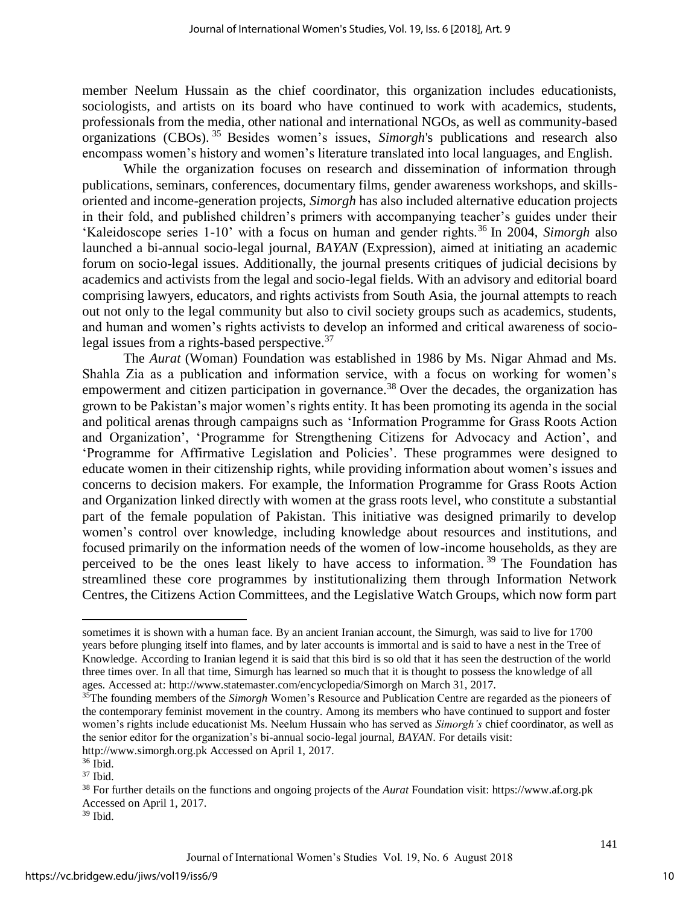member Neelum Hussain as the chief coordinator, this organization includes educationists, sociologists, and artists on its board who have continued to work with academics, students, professionals from the media, other national and international NGOs, as well as community-based organizations (CBOs).[35] Besides women's issues, *Simorgh*'s publications and research also encompass women's history and women's literature translated into local languages, and English.

While the organization focuses on research and dissemination of information through publications, seminars, conferences, documentary films, gender awareness workshops, and skills-oriented and income-generation projects, *Simorgh* has also included alternative education projects in their fold, and published children's primers with accompanying teacher's guides under their 'Kaleidoscope series 1-10' with a focus on human and gender rights.[36] In 2004, *Simorgh* also launched a bi-annual socio-legal journal, *BAYAN* (Expression), aimed at initiating an academic forum on socio-legal issues. Additionally, the journal presents critiques of judicial decisions by academics and activists from the legal and socio-legal fields. With an advisory and editorial board comprising lawyers, educators, and rights activists from South Asia, the journal attempts to reach out not only to the legal community but also to civil society groups such as academics, students, and human and women's rights activists to develop an informed and critical awareness of socio-legal issues from a rights-based perspective.[37]

The *Aurat* (Woman) Foundation was established in 1986 by Ms. Nigar Ahmad and Ms. Shahla Zia as a publication and information service, with a focus on working for women's empowerment and citizen participation in governance.[38] Over the decades, the organization has grown to be Pakistan's major women's rights entity. It has been promoting its agenda in the social and political arenas through campaigns such as 'Information Programme for Grass Roots Action and Organization', 'Programme for Strengthening Citizens for Advocacy and Action', and 'Programme for Affirmative Legislation and Policies'. These programmes were designed to educate women in their citizenship rights, while providing information about women's issues and concerns to decision makers. For example, the Information Programme for Grass Roots Action and Organization linked directly with women at the grass roots level, who constitute a substantial part of the female population of Pakistan. This initiative was designed primarily to develop women's control over knowledge, including knowledge about resources and institutions, and focused primarily on the information needs of the women of low-income households, as they are perceived to be the ones least likely to have access to information.[39] The Foundation has streamlined these core programmes by institutionalizing them through Information Network Centres, the Citizens Action Committees, and the Legislative Watch Groups, which now form part

---

sometimes it is shown with a human face. By an ancient Iranian account, the Simurgh, was said to live for 1700 years before plunging itself into flames, and by later accounts is immortal and is said to have a nest in the Tree of Knowledge. According to Iranian legend it is said that this bird is so old that it has seen the destruction of the world three times over. In all that time, Simurgh has learned so much that it is thought to possess the knowledge of all ages. Accessed at: http://www.statemaster.com/encyclopedia/Simorgh on March 31, 2017.

[35] The founding members of the *Simorgh* Women's Resource and Publication Centre are regarded as the pioneers of the contemporary feminist movement in the country. Among its members who have continued to support and foster women's rights include educationist Ms. Neelum Hussain who has served as *Simorgh's* chief coordinator, as well as the senior editor for the organization's bi-annual socio-legal journal, *BAYAN*. For details visit: http://www.simorgh.org.pk Accessed on April 1, 2017.

[36] Ibid.

[37] Ibid.

[38] For further details on the functions and ongoing projects of the *Aurat* Foundation visit: https://www.af.org.pk Accessed on April 1, 2017.

[39] Ibid.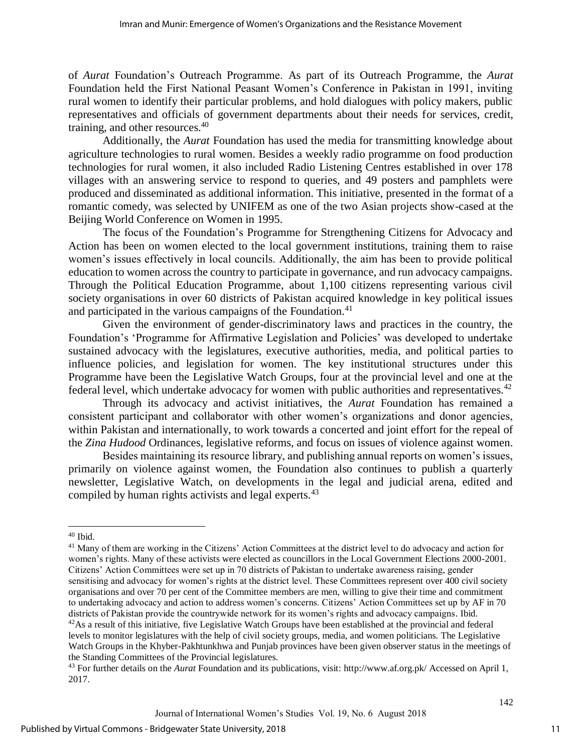of *Aurat* Foundation's Outreach Programme. As part of its Outreach Programme, the *Aurat* Foundation held the First National Peasant Women's Conference in Pakistan in 1991, inviting rural women to identify their particular problems, and hold dialogues with policy makers, public representatives and officials of government departments about their needs for services, credit, training, and other resources.[40]

Additionally, the *Aurat* Foundation has used the media for transmitting knowledge about agriculture technologies to rural women. Besides a weekly radio programme on food production technologies for rural women, it also included Radio Listening Centres established in over 178 villages with an answering service to respond to queries, and 49 posters and pamphlets were produced and disseminated as additional information. This initiative, presented in the format of a romantic comedy, was selected by UNIFEM as one of the two Asian projects show-cased at the Beijing World Conference on Women in 1995.

The focus of the Foundation's Programme for Strengthening Citizens for Advocacy and Action has been on women elected to the local government institutions, training them to raise women's issues effectively in local councils. Additionally, the aim has been to provide political education to women across the country to participate in governance, and run advocacy campaigns. Through the Political Education Programme, about 1,100 citizens representing various civil society organisations in over 60 districts of Pakistan acquired knowledge in key political issues and participated in the various campaigns of the Foundation.[41]

Given the environment of gender-discriminatory laws and practices in the country, the Foundation's 'Programme for Affirmative Legislation and Policies' was developed to undertake sustained advocacy with the legislatures, executive authorities, media, and political parties to influence policies, and legislation for women. The key institutional structures under this Programme have been the Legislative Watch Groups, four at the provincial level and one at the federal level, which undertake advocacy for women with public authorities and representatives.[42]

Through its advocacy and activist initiatives, the *Aurat* Foundation has remained a consistent participant and collaborator with other women's organizations and donor agencies, within Pakistan and internationally, to work towards a concerted and joint effort for the repeal of the *Zina Hudood* Ordinances, legislative reforms, and focus on issues of violence against women.

Besides maintaining its resource library, and publishing annual reports on women's issues, primarily on violence against women, the Foundation also continues to publish a quarterly newsletter, Legislative Watch, on developments in the legal and judicial arena, edited and compiled by human rights activists and legal experts.[43]

---

[40] Ibid.

[41] Many of them are working in the Citizens' Action Committees at the district level to do advocacy and action for women's rights. Many of these activists were elected as councillors in the Local Government Elections 2000-2001. Citizens' Action Committees were set up in 70 districts of Pakistan to undertake awareness raising, gender sensitising and advocacy for women's rights at the district level. These Committees represent over 400 civil society organisations and over 70 per cent of the Committee members are men, willing to give their time and commitment to undertaking advocacy and action to address women's concerns. Citizens' Action Committees set up by AF in 70 districts of Pakistan provide the countrywide network for its women's rights and advocacy campaigns. Ibid.

[42] As a result of this initiative, five Legislative Watch Groups have been established at the provincial and federal levels to monitor legislatures with the help of civil society groups, media, and women politicians. The Legislative Watch Groups in the Khyber-Pakhtunkhwa and Punjab provinces have been given observer status in the meetings of the Standing Committees of the Provincial legislatures.

[43] For further details on the *Aurat* Foundation and its publications, visit: http://www.af.org.pk/ Accessed on April 1, 2017.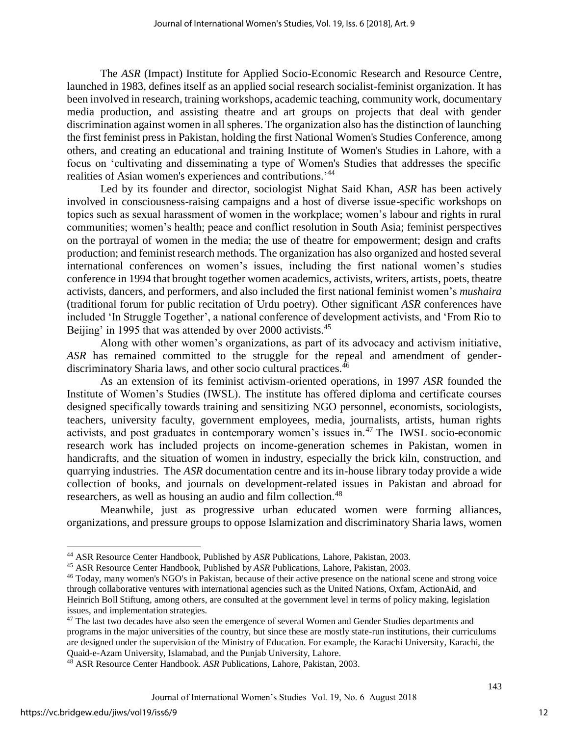The *ASR* (Impact) Institute for Applied Socio-Economic Research and Resource Centre, launched in 1983, defines itself as an applied social research socialist-feminist organization. It has been involved in research, training workshops, academic teaching, community work, documentary media production, and assisting theatre and art groups on projects that deal with gender discrimination against women in all spheres. The organization also has the distinction of launching the first feminist press in Pakistan, holding the first National Women's Studies Conference, among others, and creating an educational and training Institute of Women's Studies in Lahore, with a focus on 'cultivating and disseminating a type of Women's Studies that addresses the specific realities of Asian women's experiences and contributions.'[44]

Led by its founder and director, sociologist Nighat Said Khan, *ASR* has been actively involved in consciousness-raising campaigns and a host of diverse issue-specific workshops on topics such as sexual harassment of women in the workplace; women's labour and rights in rural communities; women's health; peace and conflict resolution in South Asia; feminist perspectives on the portrayal of women in the media; the use of theatre for empowerment; design and crafts production; and feminist research methods. The organization has also organized and hosted several international conferences on women's issues, including the first national women's studies conference in 1994 that brought together women academics, activists, writers, artists, poets, theatre activists, dancers, and performers, and also included the first national feminist women's *mushaira* (traditional forum for public recitation of Urdu poetry). Other significant *ASR* conferences have included 'In Struggle Together', a national conference of development activists, and 'From Rio to Beijing' in 1995 that was attended by over 2000 activists.[45]

Along with other women's organizations, as part of its advocacy and activism initiative, *ASR* has remained committed to the struggle for the repeal and amendment of gender-discriminatory Sharia laws, and other socio cultural practices.[46]

As an extension of its feminist activism-oriented operations, in 1997 *ASR* founded the Institute of Women's Studies (IWSL). The institute has offered diploma and certificate courses designed specifically towards training and sensitizing NGO personnel, economists, sociologists, teachers, university faculty, government employees, media, journalists, artists, human rights activists, and post graduates in contemporary women's issues in.[47] The IWSL socio-economic research work has included projects on income-generation schemes in Pakistan, women in handicrafts, and the situation of women in industry, especially the brick kiln, construction, and quarrying industries. The *ASR* documentation centre and its in-house library today provide a wide collection of books, and journals on development-related issues in Pakistan and abroad for researchers, as well as housing an audio and film collection.[48]

Meanwhile, just as progressive urban educated women were forming alliances, organizations, and pressure groups to oppose Islamization and discriminatory Sharia laws, women

---

[44] ASR Resource Center Handbook, Published by *ASR* Publications, Lahore, Pakistan, 2003.

[45] ASR Resource Center Handbook, Published by *ASR* Publications, Lahore, Pakistan, 2003.

[46] Today, many women's NGO's in Pakistan, because of their active presence on the national scene and strong voice through collaborative ventures with international agencies such as the United Nations, Oxfam, ActionAid, and Heinrich Boll Stiftung, among others, are consulted at the government level in terms of policy making, legislation issues, and implementation strategies.

[47] The last two decades have also seen the emergence of several Women and Gender Studies departments and programs in the major universities of the country, but since these are mostly state-run institutions, their curriculums are designed under the supervision of the Ministry of Education. For example, the Karachi University, Karachi, the Quaid-e-Azam University, Islamabad, and the Punjab University, Lahore.

[48] ASR Resource Center Handbook. *ASR* Publications, Lahore, Pakistan, 2003.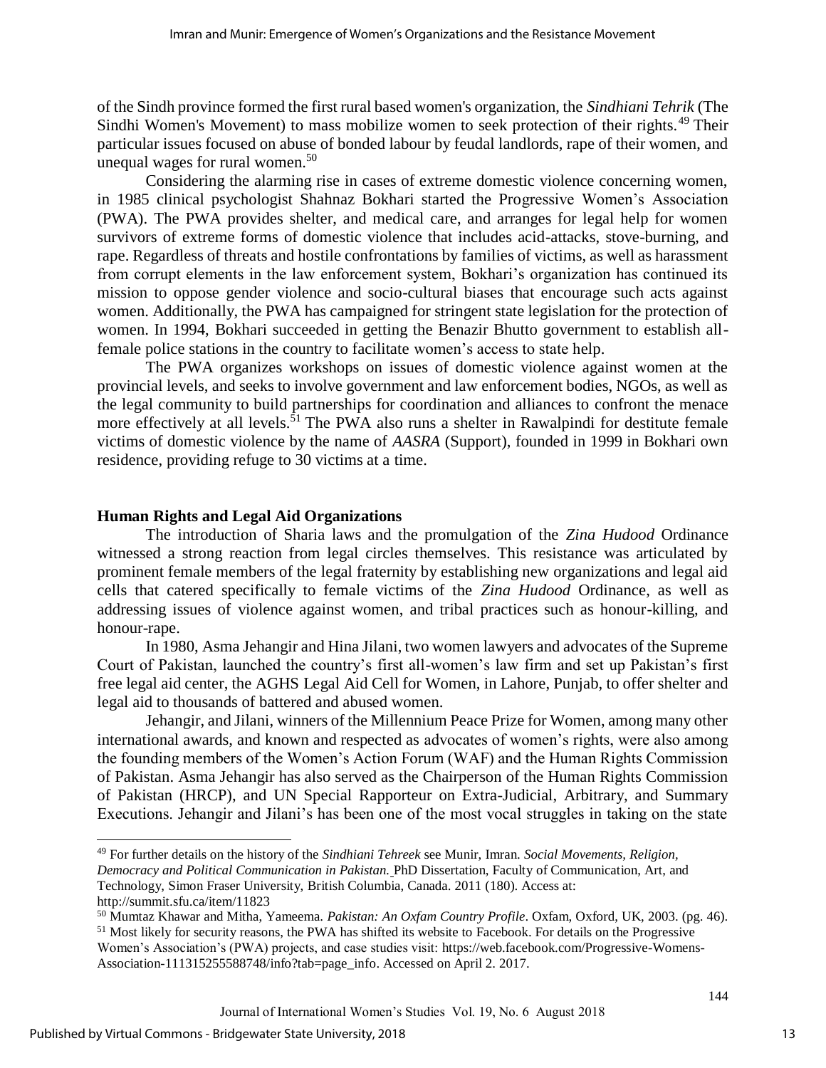of the Sindh province formed the first rural based women's organization, the *Sindhiani Tehrik* (The Sindhi Women's Movement) to mass mobilize women to seek protection of their rights.[49] Their particular issues focused on abuse of bonded labour by feudal landlords, rape of their women, and unequal wages for rural women.[50]

Considering the alarming rise in cases of extreme domestic violence concerning women, in 1985 clinical psychologist Shahnaz Bokhari started the Progressive Women's Association (PWA). The PWA provides shelter, and medical care, and arranges for legal help for women survivors of extreme forms of domestic violence that includes acid-attacks, stove-burning, and rape. Regardless of threats and hostile confrontations by families of victims, as well as harassment from corrupt elements in the law enforcement system, Bokhari's organization has continued its mission to oppose gender violence and socio-cultural biases that encourage such acts against women. Additionally, the PWA has campaigned for stringent state legislation for the protection of women. In 1994, Bokhari succeeded in getting the Benazir Bhutto government to establish all-female police stations in the country to facilitate women's access to state help.

The PWA organizes workshops on issues of domestic violence against women at the provincial levels, and seeks to involve government and law enforcement bodies, NGOs, as well as the legal community to build partnerships for coordination and alliances to confront the menace more effectively at all levels.[51] The PWA also runs a shelter in Rawalpindi for destitute female victims of domestic violence by the name of *AASRA* (Support), founded in 1999 in Bokhari own residence, providing refuge to 30 victims at a time.

## Human Rights and Legal Aid Organizations

The introduction of Sharia laws and the promulgation of the *Zina Hudood* Ordinance witnessed a strong reaction from legal circles themselves. This resistance was articulated by prominent female members of the legal fraternity by establishing new organizations and legal aid cells that catered specifically to female victims of the *Zina Hudood* Ordinance, as well as addressing issues of violence against women, and tribal practices such as honour-killing, and honour-rape.

In 1980, Asma Jehangir and Hina Jilani, two women lawyers and advocates of the Supreme Court of Pakistan, launched the country's first all-women's law firm and set up Pakistan's first free legal aid center, the AGHS Legal Aid Cell for Women, in Lahore, Punjab, to offer shelter and legal aid to thousands of battered and abused women.

Jehangir, and Jilani, winners of the Millennium Peace Prize for Women, among many other international awards, and known and respected as advocates of women's rights, were also among the founding members of the Women's Action Forum (WAF) and the Human Rights Commission of Pakistan. Asma Jehangir has also served as the Chairperson of the Human Rights Commission of Pakistan (HRCP), and UN Special Rapporteur on Extra-Judicial, Arbitrary, and Summary Executions. Jehangir and Jilani's has been one of the most vocal struggles in taking on the state

---

[49] For further details on the history of the *Sindhiani Tehreek* see Munir, Imran. *Social Movements, Religion, Democracy and Political Communication in Pakistan.* PhD Dissertation, Faculty of Communication, Art, and Technology, Simon Fraser University, British Columbia, Canada. 2011 (180). Access at: http://summit.sfu.ca/item/11823

[50] Mumtaz Khawar and Mitha, Yameema. *Pakistan: An Oxfam Country Profile*. Oxfam, Oxford, UK, 2003. (pg. 46).

[51] Most likely for security reasons, the PWA has shifted its website to Facebook. For details on the Progressive Women's Association's (PWA) projects, and case studies visit: https://web.facebook.com/Progressive-Womens-Association-111315255588748/info?tab=page_info. Accessed on April 2. 2017.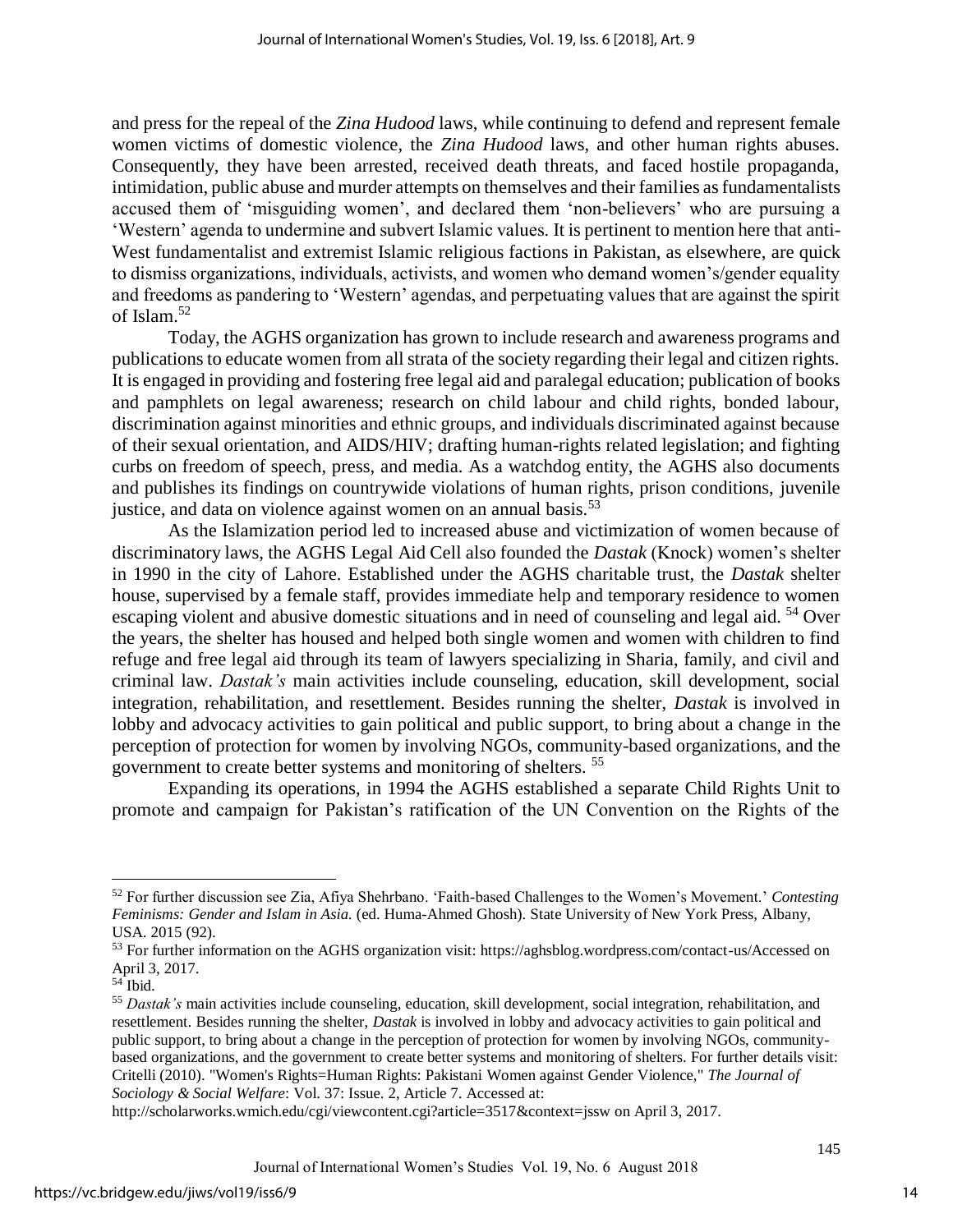and press for the repeal of the *Zina Hudood* laws, while continuing to defend and represent female women victims of domestic violence, the *Zina Hudood* laws, and other human rights abuses. Consequently, they have been arrested, received death threats, and faced hostile propaganda, intimidation, public abuse and murder attempts on themselves and their families as fundamentalists accused them of 'misguiding women', and declared them 'non-believers' who are pursuing a 'Western' agenda to undermine and subvert Islamic values. It is pertinent to mention here that anti-West fundamentalist and extremist Islamic religious factions in Pakistan, as elsewhere, are quick to dismiss organizations, individuals, activists, and women who demand women's/gender equality and freedoms as pandering to 'Western' agendas, and perpetuating values that are against the spirit of Islam.[52]

Today, the AGHS organization has grown to include research and awareness programs and publications to educate women from all strata of the society regarding their legal and citizen rights. It is engaged in providing and fostering free legal aid and paralegal education; publication of books and pamphlets on legal awareness; research on child labour and child rights, bonded labour, discrimination against minorities and ethnic groups, and individuals discriminated against because of their sexual orientation, and AIDS/HIV; drafting human-rights related legislation; and fighting curbs on freedom of speech, press, and media. As a watchdog entity, the AGHS also documents and publishes its findings on countrywide violations of human rights, prison conditions, juvenile justice, and data on violence against women on an annual basis.[53]

As the Islamization period led to increased abuse and victimization of women because of discriminatory laws, the AGHS Legal Aid Cell also founded the *Dastak* (Knock) women's shelter in 1990 in the city of Lahore. Established under the AGHS charitable trust, the *Dastak* shelter house, supervised by a female staff, provides immediate help and temporary residence to women escaping violent and abusive domestic situations and in need of counseling and legal aid.[54] Over the years, the shelter has housed and helped both single women and women with children to find refuge and free legal aid through its team of lawyers specializing in Sharia, family, and civil and criminal law. *Dastak's* main activities include counseling, education, skill development, social integration, rehabilitation, and resettlement. Besides running the shelter, *Dastak* is involved in lobby and advocacy activities to gain political and public support, to bring about a change in the perception of protection for women by involving NGOs, community-based organizations, and the government to create better systems and monitoring of shelters.[55]

Expanding its operations, in 1994 the AGHS established a separate Child Rights Unit to promote and campaign for Pakistan's ratification of the UN Convention on the Rights of the

---

[52] For further discussion see Zia, Afiya Shehrbano. 'Faith-based Challenges to the Women's Movement.' *Contesting Feminisms: Gender and Islam in Asia.* (ed. Huma-Ahmed Ghosh). State University of New York Press, Albany, USA. 2015 (92).

[53] For further information on the AGHS organization visit: https://aghsblog.wordpress.com/contact-us/Accessed on April 3, 2017.

[54] Ibid.

[55] *Dastak's* main activities include counseling, education, skill development, social integration, rehabilitation, and resettlement. Besides running the shelter, *Dastak* is involved in lobby and advocacy activities to gain political and public support, to bring about a change in the perception of protection for women by involving NGOs, community-based organizations, and the government to create better systems and monitoring of shelters. For further details visit: Critelli (2010). "Women's Rights=Human Rights: Pakistani Women against Gender Violence," *The Journal of Sociology & Social Welfare*: Vol. 37: Issue. 2, Article 7. Accessed at: http://scholarworks.wmich.edu/cgi/viewcontent.cgi?article=3517&context=jssw on April 3, 2017.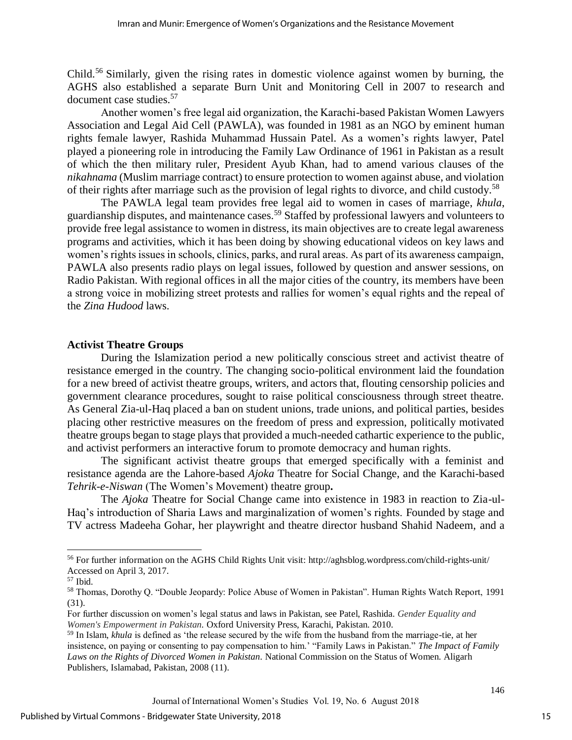Child.[56] Similarly, given the rising rates in domestic violence against women by burning, the AGHS also established a separate Burn Unit and Monitoring Cell in 2007 to research and document case studies.[57]

Another women's free legal aid organization, the Karachi-based Pakistan Women Lawyers Association and Legal Aid Cell (PAWLA), was founded in 1981 as an NGO by eminent human rights female lawyer, Rashida Muhammad Hussain Patel. As a women's rights lawyer, Patel played a pioneering role in introducing the Family Law Ordinance of 1961 in Pakistan as a result of which the then military ruler, President Ayub Khan, had to amend various clauses of the *nikahnama* (Muslim marriage contract) to ensure protection to women against abuse, and violation of their rights after marriage such as the provision of legal rights to divorce, and child custody.[58]

The PAWLA legal team provides free legal aid to women in cases of marriage, *khula*, guardianship disputes, and maintenance cases.[59] Staffed by professional lawyers and volunteers to provide free legal assistance to women in distress, its main objectives are to create legal awareness programs and activities, which it has been doing by showing educational videos on key laws and women's rights issues in schools, clinics, parks, and rural areas. As part of its awareness campaign, PAWLA also presents radio plays on legal issues, followed by question and answer sessions, on Radio Pakistan. With regional offices in all the major cities of the country, its members have been a strong voice in mobilizing street protests and rallies for women's equal rights and the repeal of the *Zina Hudood* laws.

## Activist Theatre Groups

During the Islamization period a new politically conscious street and activist theatre of resistance emerged in the country. The changing socio-political environment laid the foundation for a new breed of activist theatre groups, writers, and actors that, flouting censorship policies and government clearance procedures, sought to raise political consciousness through street theatre. As General Zia-ul-Haq placed a ban on student unions, trade unions, and political parties, besides placing other restrictive measures on the freedom of press and expression, politically motivated theatre groups began to stage plays that provided a much-needed cathartic experience to the public, and activist performers an interactive forum to promote democracy and human rights.

The significant activist theatre groups that emerged specifically with a feminist and resistance agenda are the Lahore-based *Ajoka* Theatre for Social Change, and the Karachi-based *Tehrik-e-Niswan* (The Women's Movement) theatre group**.**

The *Ajoka* Theatre for Social Change came into existence in 1983 in reaction to Zia-ul-Haq's introduction of Sharia Laws and marginalization of women's rights. Founded by stage and TV actress Madeeha Gohar, her playwright and theatre director husband Shahid Nadeem, and a

---

[56] For further information on the AGHS Child Rights Unit visit: http://aghsblog.wordpress.com/child-rights-unit/ Accessed on April 3, 2017.

[57] Ibid.

[58] Thomas, Dorothy Q. "Double Jeopardy: Police Abuse of Women in Pakistan". Human Rights Watch Report, 1991 (31).

For further discussion on women's legal status and laws in Pakistan, see Patel, Rashida. *Gender Equality and Women's Empowerment in Pakistan.* Oxford University Press, Karachi, Pakistan. 2010.

[59] In Islam, *khula* is defined as 'the release secured by the wife from the husband from the marriage-tie, at her insistence, on paying or consenting to pay compensation to him.' "Family Laws in Pakistan." *The Impact of Family Laws on the Rights of Divorced Women in Pakistan*. National Commission on the Status of Women. Aligarh Publishers, Islamabad, Pakistan, 2008 (11).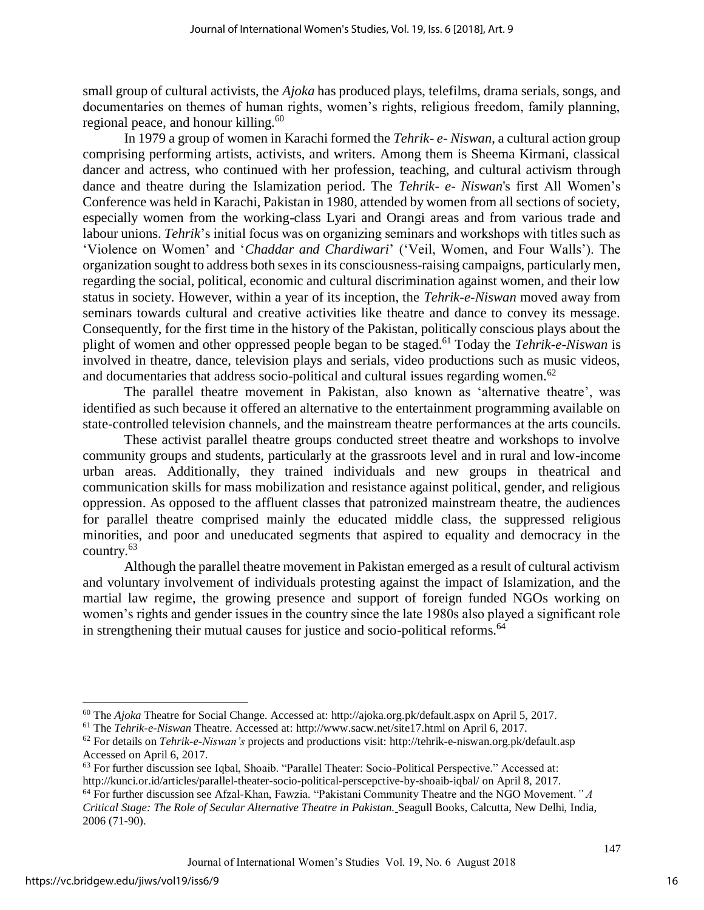small group of cultural activists, the *Ajoka* has produced plays, telefilms, drama serials, songs, and documentaries on themes of human rights, women's rights, religious freedom, family planning, regional peace, and honour killing.[60]

In 1979 a group of women in Karachi formed the *Tehrik- e- Niswan*, a cultural action group comprising performing artists, activists, and writers. Among them is Sheema Kirmani, classical dancer and actress, who continued with her profession, teaching, and cultural activism through dance and theatre during the Islamization period. The *Tehrik- e- Niswan*'s first All Women's Conference was held in Karachi, Pakistan in 1980, attended by women from all sections of society, especially women from the working-class Lyari and Orangi areas and from various trade and labour unions. *Tehrik*'s initial focus was on organizing seminars and workshops with titles such as 'Violence on Women' and '*Chaddar and Chardiwari*' ('Veil, Women, and Four Walls'). The organization sought to address both sexes in its consciousness-raising campaigns, particularly men, regarding the social, political, economic and cultural discrimination against women, and their low status in society. However, within a year of its inception, the *Tehrik-e-Niswan* moved away from seminars towards cultural and creative activities like theatre and dance to convey its message. Consequently, for the first time in the history of the Pakistan, politically conscious plays about the plight of women and other oppressed people began to be staged.[61] Today the *Tehrik-e-Niswan* is involved in theatre, dance, television plays and serials, video productions such as music videos, and documentaries that address socio-political and cultural issues regarding women.[62]

The parallel theatre movement in Pakistan, also known as 'alternative theatre', was identified as such because it offered an alternative to the entertainment programming available on state-controlled television channels, and the mainstream theatre performances at the arts councils.

These activist parallel theatre groups conducted street theatre and workshops to involve community groups and students, particularly at the grassroots level and in rural and low-income urban areas. Additionally, they trained individuals and new groups in theatrical and communication skills for mass mobilization and resistance against political, gender, and religious oppression. As opposed to the affluent classes that patronized mainstream theatre, the audiences for parallel theatre comprised mainly the educated middle class, the suppressed religious minorities, and poor and uneducated segments that aspired to equality and democracy in the country.[63]

Although the parallel theatre movement in Pakistan emerged as a result of cultural activism and voluntary involvement of individuals protesting against the impact of Islamization, and the martial law regime, the growing presence and support of foreign funded NGOs working on women's rights and gender issues in the country since the late 1980s also played a significant role in strengthening their mutual causes for justice and socio-political reforms.[64]

---

[60] The *Ajoka* Theatre for Social Change. Accessed at: http://ajoka.org.pk/default.aspx on April 5, 2017.

[61] The *Tehrik-e-Niswan* Theatre. Accessed at: http://www.sacw.net/site17.html on April 6, 2017.

[62] For details on *Tehrik-e-Niswan's* projects and productions visit: http://tehrik-e-niswan.org.pk/default.asp Accessed on April 6, 2017.

[63] For further discussion see Iqbal, Shoaib. "Parallel Theater: Socio-Political Perspective." Accessed at: http://kunci.or.id/articles/parallel-theater-socio-political-perscepctive-by-shoaib-iqbal/ on April 8, 2017.

[64] For further discussion see Afzal-Khan, Fawzia. "Pakistani Community Theatre and the NGO Movement*." A Critical Stage: The Role of Secular Alternative Theatre in Pakistan.* Seagull Books, Calcutta, New Delhi, India, 2006 (71-90).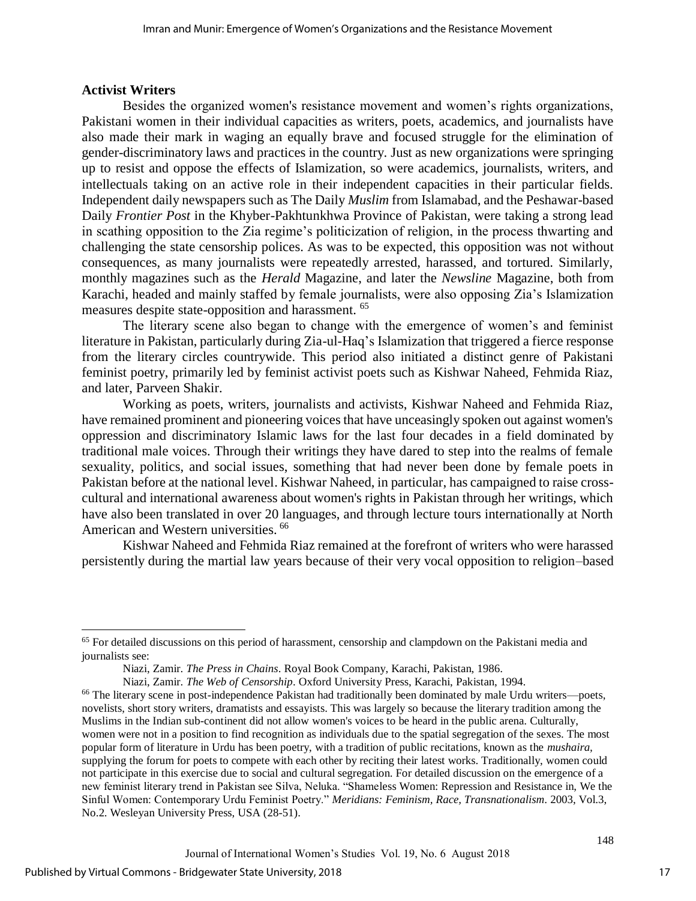### Activist Writers

Besides the organized women's resistance movement and women's rights organizations, Pakistani women in their individual capacities as writers, poets, academics, and journalists have also made their mark in waging an equally brave and focused struggle for the elimination of gender-discriminatory laws and practices in the country. Just as new organizations were springing up to resist and oppose the effects of Islamization, so were academics, journalists, writers, and intellectuals taking on an active role in their independent capacities in their particular fields. Independent daily newspapers such as The Daily *Muslim* from Islamabad, and the Peshawar-based Daily *Frontier Post* in the Khyber-Pakhtunkhwa Province of Pakistan, were taking a strong lead in scathing opposition to the Zia regime's politicization of religion, in the process thwarting and challenging the state censorship polices. As was to be expected, this opposition was not without consequences, as many journalists were repeatedly arrested, harassed, and tortured. Similarly, monthly magazines such as the *Herald* Magazine, and later the *Newsline* Magazine, both from Karachi, headed and mainly staffed by female journalists, were also opposing Zia's Islamization measures despite state-opposition and harassment. [65]

The literary scene also began to change with the emergence of women's and feminist literature in Pakistan, particularly during Zia-ul-Haq's Islamization that triggered a fierce response from the literary circles countrywide. This period also initiated a distinct genre of Pakistani feminist poetry, primarily led by feminist activist poets such as Kishwar Naheed, Fehmida Riaz, and later, Parveen Shakir.

Working as poets, writers, journalists and activists, Kishwar Naheed and Fehmida Riaz, have remained prominent and pioneering voices that have unceasingly spoken out against women's oppression and discriminatory Islamic laws for the last four decades in a field dominated by traditional male voices. Through their writings they have dared to step into the realms of female sexuality, politics, and social issues, something that had never been done by female poets in Pakistan before at the national level. Kishwar Naheed, in particular, has campaigned to raise cross-cultural and international awareness about women's rights in Pakistan through her writings, which have also been translated in over 20 languages, and through lecture tours internationally at North American and Western universities. [66]

Kishwar Naheed and Fehmida Riaz remained at the forefront of writers who were harassed persistently during the martial law years because of their very vocal opposition to religion–based

---

[65] For detailed discussions on this period of harassment, censorship and clampdown on the Pakistani media and journalists see:

Niazi, Zamir. *The Press in Chains*. Royal Book Company, Karachi, Pakistan, 1986.

Niazi, Zamir. *The Web of Censorship*. Oxford University Press, Karachi, Pakistan, 1994.

[66] The literary scene in post-independence Pakistan had traditionally been dominated by male Urdu writers—poets, novelists, short story writers, dramatists and essayists. This was largely so because the literary tradition among the Muslims in the Indian sub-continent did not allow women's voices to be heard in the public arena. Culturally, women were not in a position to find recognition as individuals due to the spatial segregation of the sexes. The most popular form of literature in Urdu has been poetry, with a tradition of public recitations, known as the *mushaira*, supplying the forum for poets to compete with each other by reciting their latest works. Traditionally, women could not participate in this exercise due to social and cultural segregation. For detailed discussion on the emergence of a new feminist literary trend in Pakistan see Silva, Neluka. "Shameless Women: Repression and Resistance in, We the Sinful Women: Contemporary Urdu Feminist Poetry." *Meridians: Feminism, Race, Transnationalism*. 2003, Vol.3, No.2. Wesleyan University Press, USA (28-51).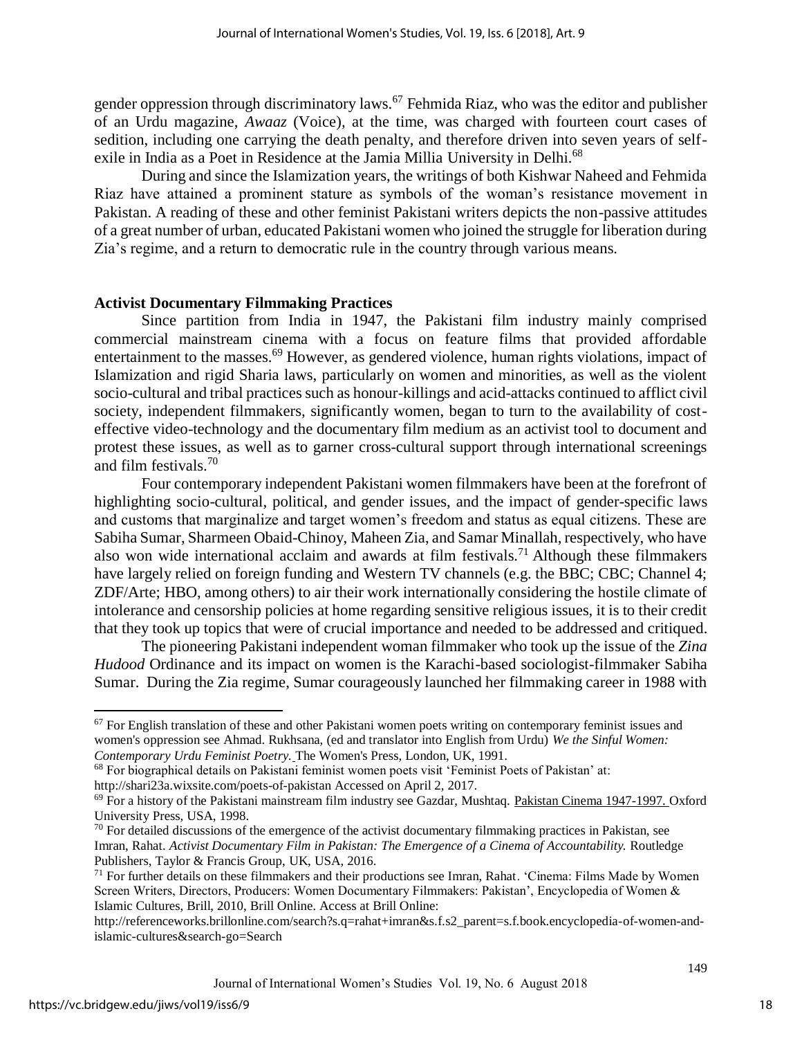gender oppression through discriminatory laws.[67] Fehmida Riaz, who was the editor and publisher of an Urdu magazine, *Awaaz* (Voice), at the time, was charged with fourteen court cases of sedition, including one carrying the death penalty, and therefore driven into seven years of self-exile in India as a Poet in Residence at the Jamia Millia University in Delhi.[68]

During and since the Islamization years, the writings of both Kishwar Naheed and Fehmida Riaz have attained a prominent stature as symbols of the woman's resistance movement in Pakistan. A reading of these and other feminist Pakistani writers depicts the non-passive attitudes of a great number of urban, educated Pakistani women who joined the struggle for liberation during Zia's regime, and a return to democratic rule in the country through various means.

## Activist Documentary Filmmaking Practices

Since partition from India in 1947, the Pakistani film industry mainly comprised commercial mainstream cinema with a focus on feature films that provided affordable entertainment to the masses.[69] However, as gendered violence, human rights violations, impact of Islamization and rigid Sharia laws, particularly on women and minorities, as well as the violent socio-cultural and tribal practices such as honour-killings and acid-attacks continued to afflict civil society, independent filmmakers, significantly women, began to turn to the availability of cost-effective video-technology and the documentary film medium as an activist tool to document and protest these issues, as well as to garner cross-cultural support through international screenings and film festivals.[70]

Four contemporary independent Pakistani women filmmakers have been at the forefront of highlighting socio-cultural, political, and gender issues, and the impact of gender-specific laws and customs that marginalize and target women's freedom and status as equal citizens. These are Sabiha Sumar, Sharmeen Obaid-Chinoy, Maheen Zia, and Samar Minallah, respectively, who have also won wide international acclaim and awards at film festivals.[71] Although these filmmakers have largely relied on foreign funding and Western TV channels (e.g. the BBC; CBC; Channel 4; ZDF/Arte; HBO, among others) to air their work internationally considering the hostile climate of intolerance and censorship policies at home regarding sensitive religious issues, it is to their credit that they took up topics that were of crucial importance and needed to be addressed and critiqued.

The pioneering Pakistani independent woman filmmaker who took up the issue of the *Zina Hudood* Ordinance and its impact on women is the Karachi-based sociologist-filmmaker Sabiha Sumar. During the Zia regime, Sumar courageously launched her filmmaking career in 1988 with

---

[67] For English translation of these and other Pakistani women poets writing on contemporary feminist issues and women's oppression see Ahmad. Rukhsana, (ed and translator into English from Urdu) *We the Sinful Women: Contemporary Urdu Feminist Poetry.* The Women's Press, London, UK, 1991.

[68] For biographical details on Pakistani feminist women poets visit 'Feminist Poets of Pakistan' at: http://shari23a.wixsite.com/poets-of-pakistan Accessed on April 2, 2017.

[69] For a history of the Pakistani mainstream film industry see Gazdar, Mushtaq. Pakistan Cinema 1947-1997. Oxford University Press, USA, 1998.

[70] For detailed discussions of the emergence of the activist documentary filmmaking practices in Pakistan, see Imran, Rahat. *Activist Documentary Film in Pakistan: The Emergence of a Cinema of Accountability.* Routledge Publishers, Taylor & Francis Group, UK, USA, 2016.

[71] For further details on these filmmakers and their productions see Imran, Rahat. 'Cinema: Films Made by Women Screen Writers, Directors, Producers: Women Documentary Filmmakers: Pakistan', Encyclopedia of Women & Islamic Cultures, Brill, 2010, Brill Online. Access at Brill Online: http://referenceworks.brillonline.com/search?s.q=rahat+imran&s.f.s2_parent=s.f.book.encyclopedia-of-women-and-islamic-cultures&search-go=Search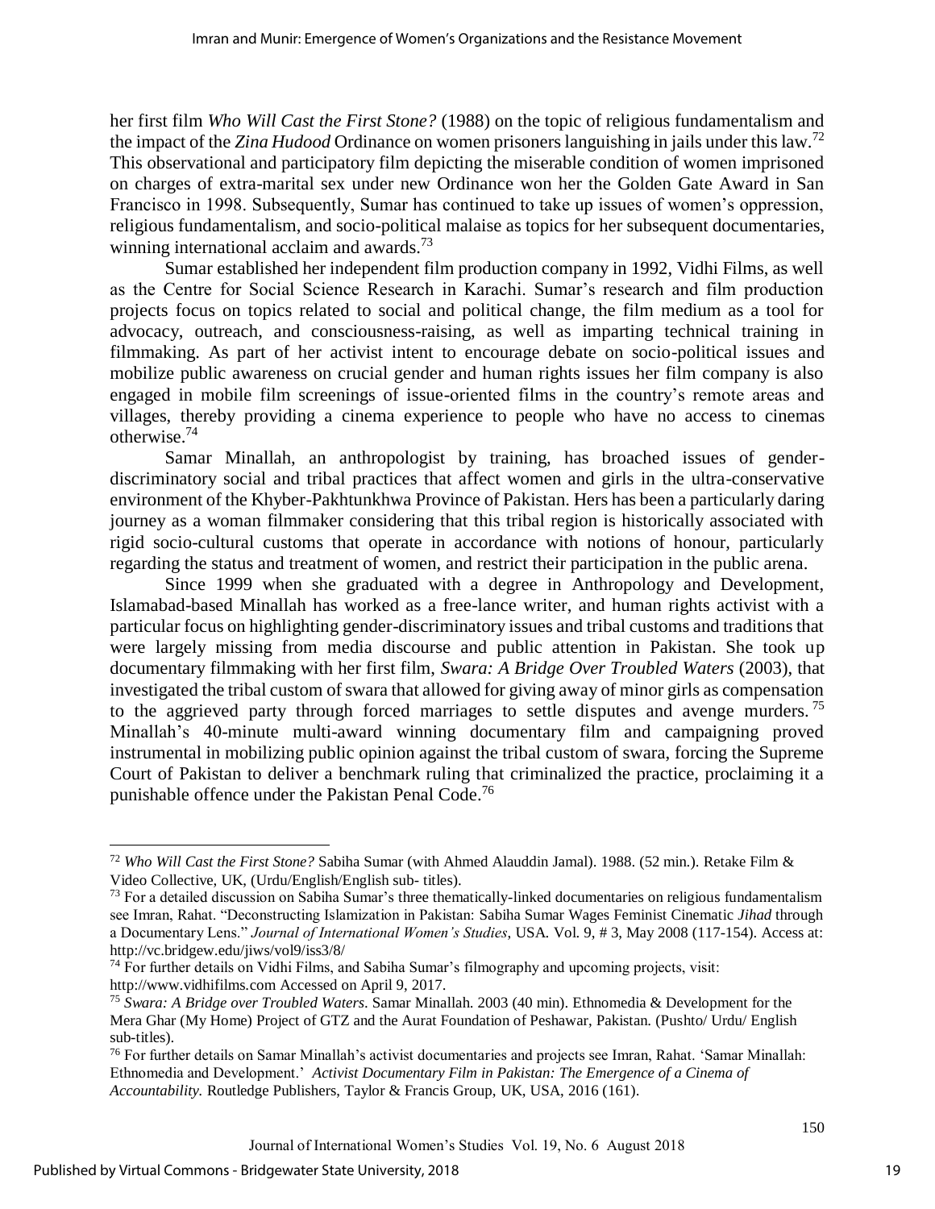her first film *Who Will Cast the First Stone?* (1988) on the topic of religious fundamentalism and the impact of the *Zina Hudood* Ordinance on women prisoners languishing in jails under this law.[72] This observational and participatory film depicting the miserable condition of women imprisoned on charges of extra-marital sex under new Ordinance won her the Golden Gate Award in San Francisco in 1998. Subsequently, Sumar has continued to take up issues of women's oppression, religious fundamentalism, and socio-political malaise as topics for her subsequent documentaries, winning international acclaim and awards.[73]

Sumar established her independent film production company in 1992, Vidhi Films, as well as the Centre for Social Science Research in Karachi. Sumar's research and film production projects focus on topics related to social and political change, the film medium as a tool for advocacy, outreach, and consciousness-raising, as well as imparting technical training in filmmaking. As part of her activist intent to encourage debate on socio-political issues and mobilize public awareness on crucial gender and human rights issues her film company is also engaged in mobile film screenings of issue-oriented films in the country's remote areas and villages, thereby providing a cinema experience to people who have no access to cinemas otherwise.[74]

Samar Minallah, an anthropologist by training, has broached issues of gender-discriminatory social and tribal practices that affect women and girls in the ultra-conservative environment of the Khyber-Pakhtunkhwa Province of Pakistan. Hers has been a particularly daring journey as a woman filmmaker considering that this tribal region is historically associated with rigid socio-cultural customs that operate in accordance with notions of honour, particularly regarding the status and treatment of women, and restrict their participation in the public arena.

Since 1999 when she graduated with a degree in Anthropology and Development, Islamabad-based Minallah has worked as a free-lance writer, and human rights activist with a particular focus on highlighting gender-discriminatory issues and tribal customs and traditions that were largely missing from media discourse and public attention in Pakistan. She took up documentary filmmaking with her first film, *Swara: A Bridge Over Troubled Waters* (2003), that investigated the tribal custom of swara that allowed for giving away of minor girls as compensation to the aggrieved party through forced marriages to settle disputes and avenge murders.[75] Minallah's 40-minute multi-award winning documentary film and campaigning proved instrumental in mobilizing public opinion against the tribal custom of swara, forcing the Supreme Court of Pakistan to deliver a benchmark ruling that criminalized the practice, proclaiming it a punishable offence under the Pakistan Penal Code.[76]

---

[72] *Who Will Cast the First Stone?* Sabiha Sumar (with Ahmed Alauddin Jamal). 1988. (52 min.). Retake Film & Video Collective, UK, (Urdu/English/English sub- titles).

[73] For a detailed discussion on Sabiha Sumar's three thematically-linked documentaries on religious fundamentalism see Imran, Rahat. "Deconstructing Islamization in Pakistan: Sabiha Sumar Wages Feminist Cinematic *Jihad* through a Documentary Lens." *Journal of International Women's Studies*, USA. Vol. 9, # 3, May 2008 (117-154). Access at: http://vc.bridgew.edu/jiws/vol9/iss3/8/

[74] For further details on Vidhi Films, and Sabiha Sumar's filmography and upcoming projects, visit: http://www.vidhifilms.com Accessed on April 9, 2017.

[75] *Swara: A Bridge over Troubled Waters*. Samar Minallah. 2003 (40 min). Ethnomedia & Development for the Mera Ghar (My Home) Project of GTZ and the Aurat Foundation of Peshawar, Pakistan. (Pushto/ Urdu/ English sub-titles).

[76] For further details on Samar Minallah's activist documentaries and projects see Imran, Rahat. 'Samar Minallah: Ethnomedia and Development.' *Activist Documentary Film in Pakistan: The Emergence of a Cinema of Accountability.* Routledge Publishers, Taylor & Francis Group, UK, USA, 2016 (161).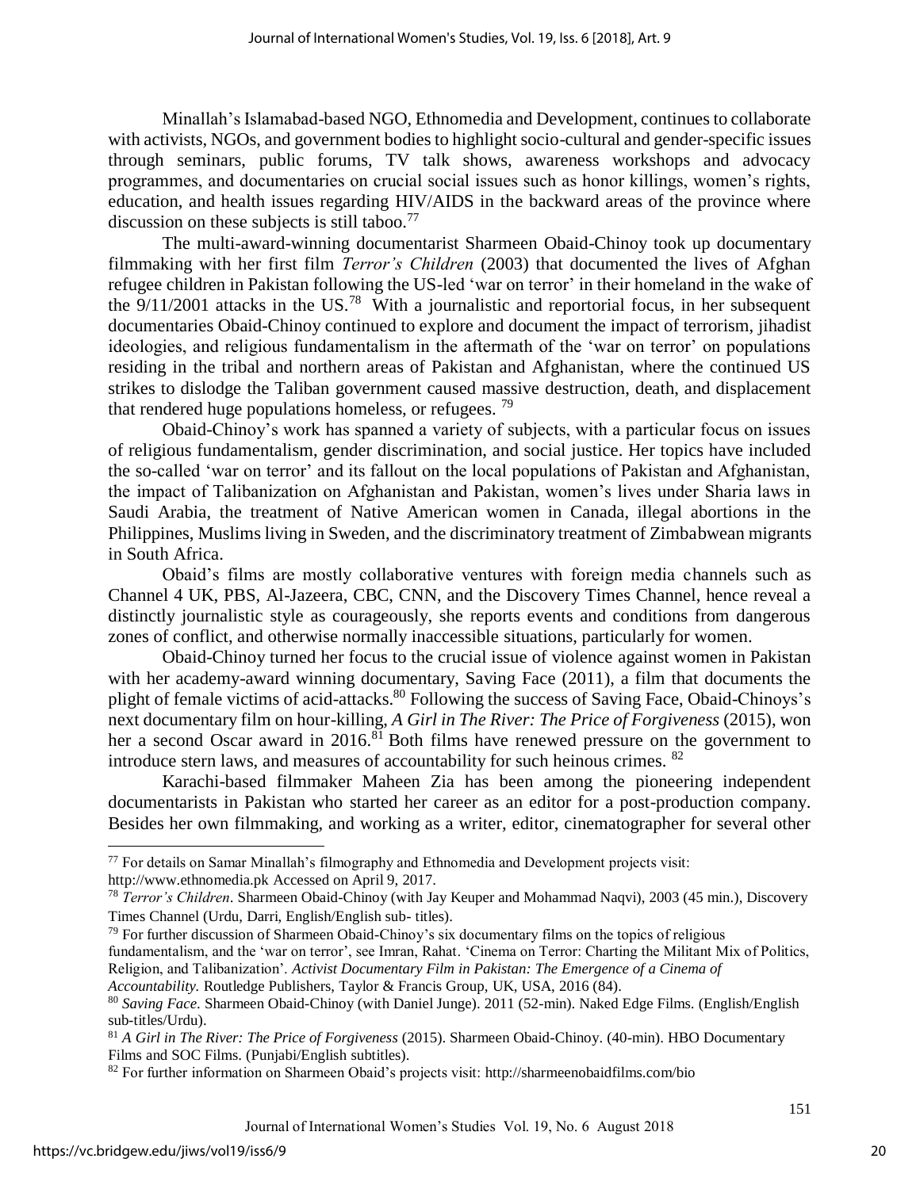Minallah's Islamabad-based NGO, Ethnomedia and Development, continues to collaborate with activists, NGOs, and government bodies to highlight socio-cultural and gender-specific issues through seminars, public forums, TV talk shows, awareness workshops and advocacy programmes, and documentaries on crucial social issues such as honor killings, women's rights, education, and health issues regarding HIV/AIDS in the backward areas of the province where discussion on these subjects is still taboo.[77]

The multi-award-winning documentarist Sharmeen Obaid-Chinoy took up documentary filmmaking with her first film *Terror's Children* (2003) that documented the lives of Afghan refugee children in Pakistan following the US-led 'war on terror' in their homeland in the wake of the 9/11/2001 attacks in the US.[78] With a journalistic and reportorial focus, in her subsequent documentaries Obaid-Chinoy continued to explore and document the impact of terrorism, jihadist ideologies, and religious fundamentalism in the aftermath of the 'war on terror' on populations residing in the tribal and northern areas of Pakistan and Afghanistan, where the continued US strikes to dislodge the Taliban government caused massive destruction, death, and displacement that rendered huge populations homeless, or refugees.[79]

Obaid-Chinoy's work has spanned a variety of subjects, with a particular focus on issues of religious fundamentalism, gender discrimination, and social justice. Her topics have included the so-called 'war on terror' and its fallout on the local populations of Pakistan and Afghanistan, the impact of Talibanization on Afghanistan and Pakistan, women's lives under Sharia laws in Saudi Arabia, the treatment of Native American women in Canada, illegal abortions in the Philippines, Muslims living in Sweden, and the discriminatory treatment of Zimbabwean migrants in South Africa.

Obaid's films are mostly collaborative ventures with foreign media channels such as Channel 4 UK, PBS, Al-Jazeera, CBC, CNN, and the Discovery Times Channel, hence reveal a distinctly journalistic style as courageously, she reports events and conditions from dangerous zones of conflict, and otherwise normally inaccessible situations, particularly for women.

Obaid-Chinoy turned her focus to the crucial issue of violence against women in Pakistan with her academy-award winning documentary, Saving Face (2011), a film that documents the plight of female victims of acid-attacks.[80] Following the success of Saving Face, Obaid-Chinoys's next documentary film on hour-killing, *A Girl in The River: The Price of Forgiveness* (2015), won her a second Oscar award in 2016.[81] Both films have renewed pressure on the government to introduce stern laws, and measures of accountability for such heinous crimes.[82]

Karachi-based filmmaker Maheen Zia has been among the pioneering independent documentarists in Pakistan who started her career as an editor for a post-production company. Besides her own filmmaking, and working as a writer, editor, cinematographer for several other

---

[77] For details on Samar Minallah's filmography and Ethnomedia and Development projects visit: http://www.ethnomedia.pk Accessed on April 9, 2017.

[78] *Terror's Children*. Sharmeen Obaid-Chinoy (with Jay Keuper and Mohammad Naqvi), 2003 (45 min.), Discovery Times Channel (Urdu, Darri, English/English sub- titles).

[79] For further discussion of Sharmeen Obaid-Chinoy's six documentary films on the topics of religious fundamentalism, and the 'war on terror', see Imran, Rahat. 'Cinema on Terror: Charting the Militant Mix of Politics, Religion, and Talibanization'. *Activist Documentary Film in Pakistan: The Emergence of a Cinema of Accountability.* Routledge Publishers, Taylor & Francis Group, UK, USA, 2016 (84).

[80] *Saving Face*. Sharmeen Obaid-Chinoy (with Daniel Junge). 2011 (52-min). Naked Edge Films. (English/English sub-titles/Urdu).

[81] *A Girl in The River: The Price of Forgiveness* (2015). Sharmeen Obaid-Chinoy. (40-min). HBO Documentary Films and SOC Films. (Punjabi/English subtitles).

[82] For further information on Sharmeen Obaid's projects visit: http://sharmeenobaidfilms.com/bio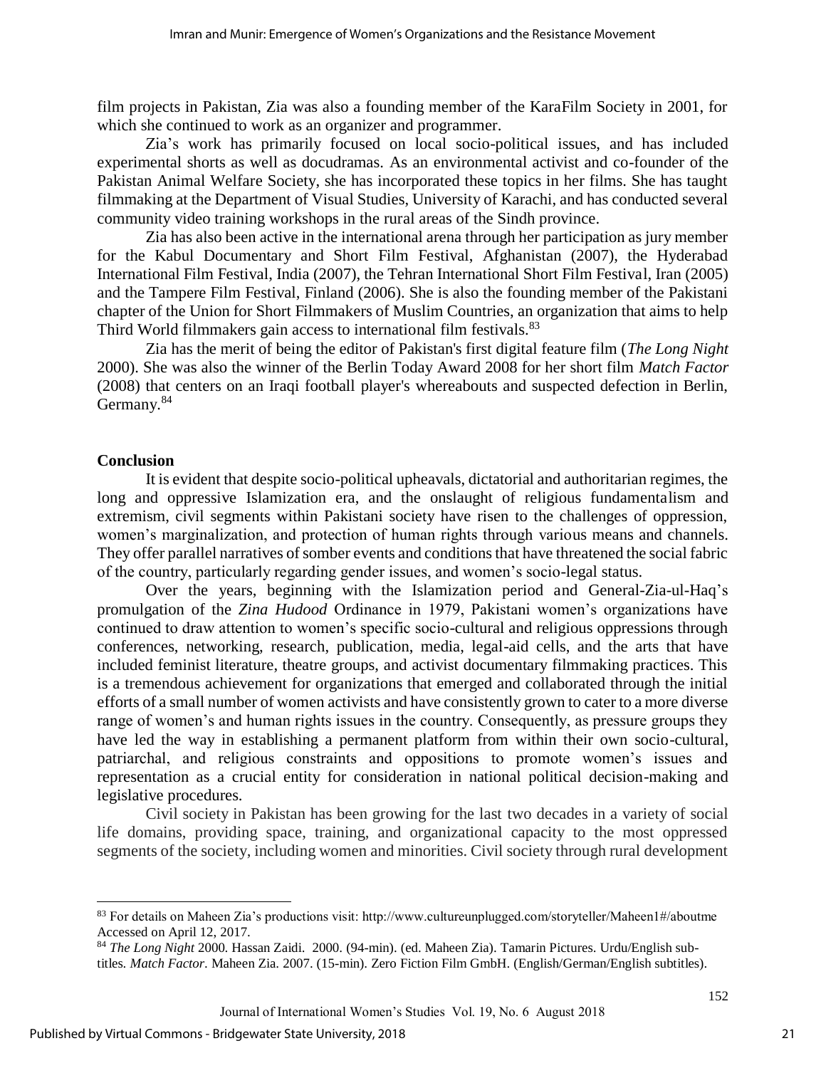film projects in Pakistan, Zia was also a founding member of the KaraFilm Society in 2001, for which she continued to work as an organizer and programmer.

Zia's work has primarily focused on local socio-political issues, and has included experimental shorts as well as docudramas. As an environmental activist and co-founder of the Pakistan Animal Welfare Society, she has incorporated these topics in her films. She has taught filmmaking at the Department of Visual Studies, University of Karachi, and has conducted several community video training workshops in the rural areas of the Sindh province.

Zia has also been active in the international arena through her participation as jury member for the Kabul Documentary and Short Film Festival, Afghanistan (2007), the Hyderabad International Film Festival, India (2007), the Tehran International Short Film Festival, Iran (2005) and the Tampere Film Festival, Finland (2006). She is also the founding member of the Pakistani chapter of the Union for Short Filmmakers of Muslim Countries, an organization that aims to help Third World filmmakers gain access to international film festivals.[83]

Zia has the merit of being the editor of Pakistan's first digital feature film (*The Long Night* 2000). She was also the winner of the Berlin Today Award 2008 for her short film *Match Factor* (2008) that centers on an Iraqi football player's whereabouts and suspected defection in Berlin, Germany.[84]

## Conclusion

It is evident that despite socio-political upheavals, dictatorial and authoritarian regimes, the long and oppressive Islamization era, and the onslaught of religious fundamentalism and extremism, civil segments within Pakistani society have risen to the challenges of oppression, women's marginalization, and protection of human rights through various means and channels. They offer parallel narratives of somber events and conditions that have threatened the social fabric of the country, particularly regarding gender issues, and women's socio-legal status.

Over the years, beginning with the Islamization period and General-Zia-ul-Haq's promulgation of the *Zina Hudood* Ordinance in 1979, Pakistani women's organizations have continued to draw attention to women's specific socio-cultural and religious oppressions through conferences, networking, research, publication, media, legal-aid cells, and the arts that have included feminist literature, theatre groups, and activist documentary filmmaking practices. This is a tremendous achievement for organizations that emerged and collaborated through the initial efforts of a small number of women activists and have consistently grown to cater to a more diverse range of women's and human rights issues in the country. Consequently, as pressure groups they have led the way in establishing a permanent platform from within their own socio-cultural, patriarchal, and religious constraints and oppositions to promote women's issues and representation as a crucial entity for consideration in national political decision-making and legislative procedures.

Civil society in Pakistan has been growing for the last two decades in a variety of social life domains, providing space, training, and organizational capacity to the most oppressed segments of the society, including women and minorities. Civil society through rural development

---

[83] For details on Maheen Zia's productions visit: http://www.cultureunplugged.com/storyteller/Maheen1#/aboutme Accessed on April 12, 2017.

[84] *The Long Night* 2000. Hassan Zaidi. 2000. (94-min). (ed. Maheen Zia). Tamarin Pictures. Urdu/English sub-titles. *Match Factor*. Maheen Zia. 2007. (15-min). Zero Fiction Film GmbH. (English/German/English subtitles).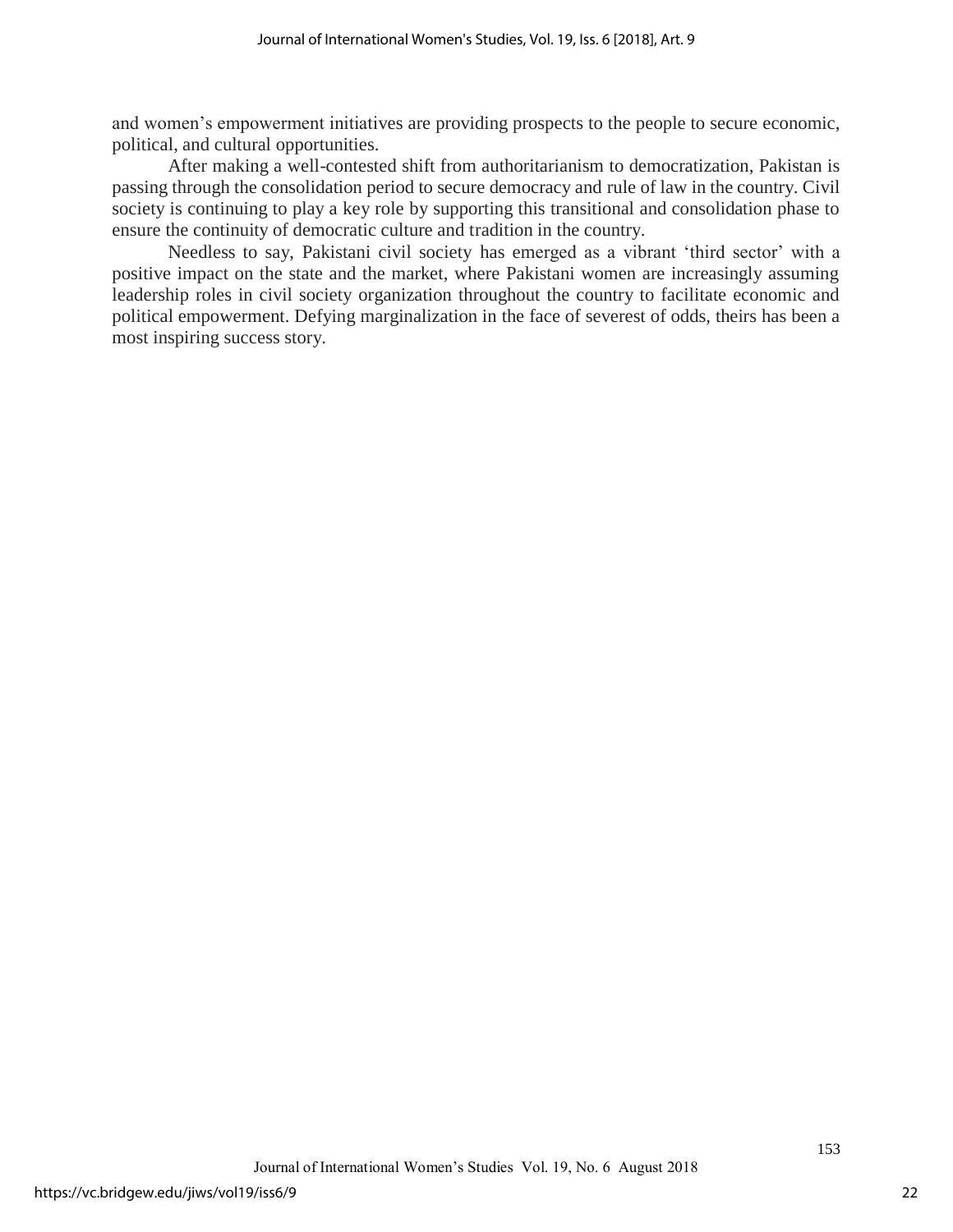and women's empowerment initiatives are providing prospects to the people to secure economic, political, and cultural opportunities.

After making a well-contested shift from authoritarianism to democratization, Pakistan is passing through the consolidation period to secure democracy and rule of law in the country. Civil society is continuing to play a key role by supporting this transitional and consolidation phase to ensure the continuity of democratic culture and tradition in the country.

Needless to say, Pakistani civil society has emerged as a vibrant 'third sector' with a positive impact on the state and the market, where Pakistani women are increasingly assuming leadership roles in civil society organization throughout the country to facilitate economic and political empowerment. Defying marginalization in the face of severest of odds, theirs has been a most inspiring success story.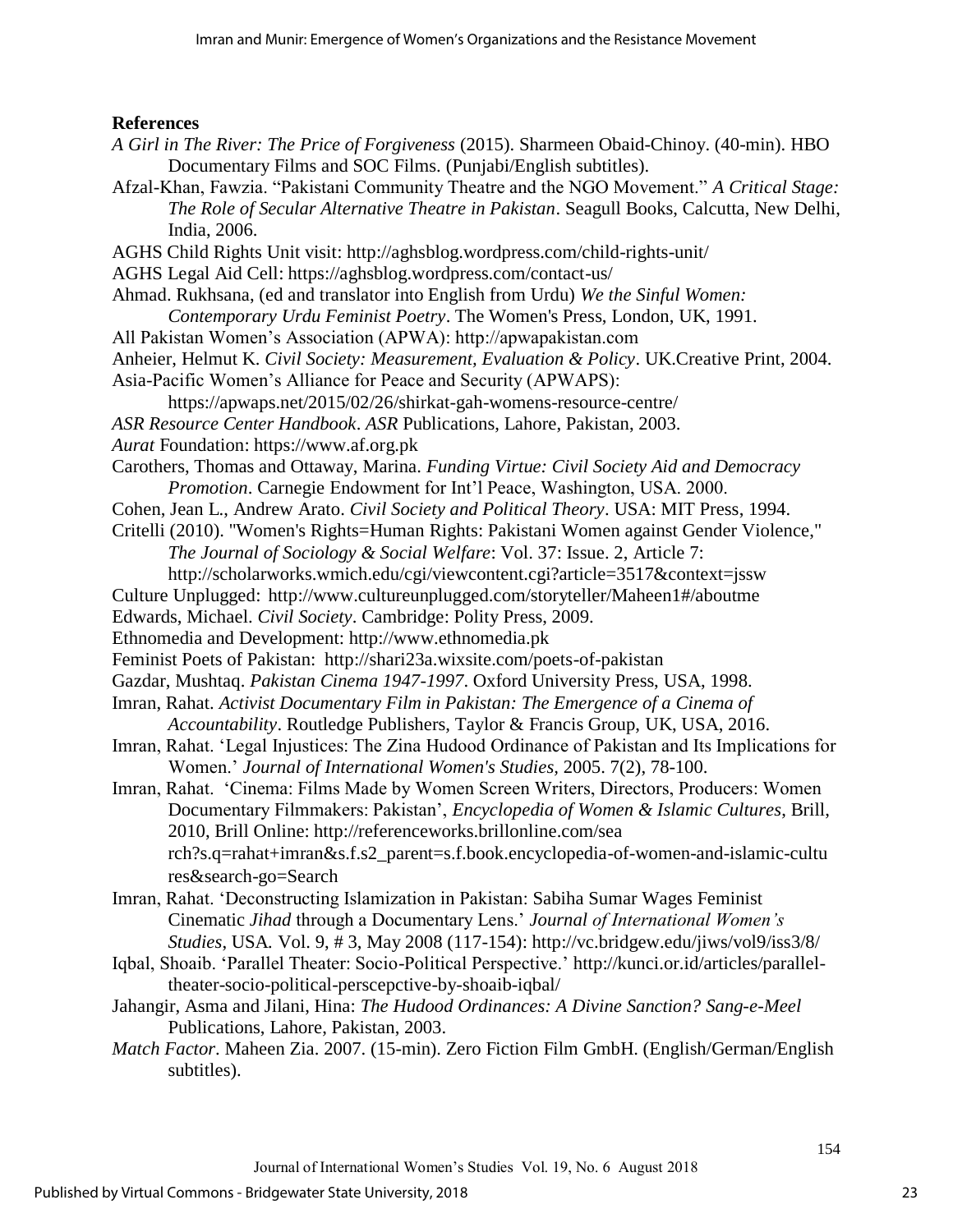**References**

*A Girl in The River: The Price of Forgiveness* (2015). Sharmeen Obaid-Chinoy. (40-min). HBO Documentary Films and SOC Films. (Punjabi/English subtitles).

Afzal-Khan, Fawzia. "Pakistani Community Theatre and the NGO Movement." *A Critical Stage: The Role of Secular Alternative Theatre in Pakistan*. Seagull Books, Calcutta, New Delhi, India, 2006.

AGHS Child Rights Unit visit: http://aghsblog.wordpress.com/child-rights-unit/

AGHS Legal Aid Cell: https://aghsblog.wordpress.com/contact-us/

Ahmad. Rukhsana, (ed and translator into English from Urdu) *We the Sinful Women: Contemporary Urdu Feminist Poetry*. The Women's Press, London, UK, 1991.

All Pakistan Women's Association (APWA): http://apwapakistan.com

Anheier, Helmut K. *Civil Society: Measurement, Evaluation & Policy*. UK.Creative Print, 2004.

Asia-Pacific Women's Alliance for Peace and Security (APWAPS): https://apwaps.net/2015/02/26/shirkat-gah-womens-resource-centre/

*ASR Resource Center Handbook*. *ASR* Publications, Lahore, Pakistan, 2003.

*Aurat* Foundation: https://www.af.org.pk

Carothers, Thomas and Ottaway, Marina. *Funding Virtue: Civil Society Aid and Democracy Promotion*. Carnegie Endowment for Int'l Peace, Washington, USA. 2000.

Cohen, Jean L., Andrew Arato. *Civil Society and Political Theory*. USA: MIT Press, 1994.

Critelli (2010). "Women's Rights=Human Rights: Pakistani Women against Gender Violence," *The Journal of Sociology & Social Welfare*: Vol. 37: Issue. 2, Article 7: http://scholarworks.wmich.edu/cgi/viewcontent.cgi?article=3517&context=jssw

Culture Unplugged: http://www.cultureunplugged.com/storyteller/Maheen1#/aboutme

Edwards, Michael. *Civil Society*. Cambridge: Polity Press, 2009.

Ethnomedia and Development: http://www.ethnomedia.pk

Feminist Poets of Pakistan: http://shari23a.wixsite.com/poets-of-pakistan

Gazdar, Mushtaq. *Pakistan Cinema 1947-1997*. Oxford University Press, USA, 1998.

Imran, Rahat. *Activist Documentary Film in Pakistan: The Emergence of a Cinema of Accountability*. Routledge Publishers, Taylor & Francis Group, UK, USA, 2016.

Imran, Rahat. 'Legal Injustices: The Zina Hudood Ordinance of Pakistan and Its Implications for Women.' *Journal of International Women's Studies*, 2005. 7(2), 78-100.

Imran, Rahat. 'Cinema: Films Made by Women Screen Writers, Directors, Producers: Women Documentary Filmmakers: Pakistan', *Encyclopedia of Women & Islamic Cultures*, Brill, 2010, Brill Online: http://referenceworks.brillonline.com/search?s.q=rahat+imran&s.f.s2_parent=s.f.book.encyclopedia-of-women-and-islamic-cultures&search-go=Search

Imran, Rahat. 'Deconstructing Islamization in Pakistan: Sabiha Sumar Wages Feminist Cinematic *Jihad* through a Documentary Lens.' *Journal of International Women's Studies*, USA. Vol. 9, # 3, May 2008 (117-154): http://vc.bridgew.edu/jiws/vol9/iss3/8/

Iqbal, Shoaib. 'Parallel Theater: Socio-Political Perspective.' http://kunci.or.id/articles/parallel-theater-socio-political-perscepctive-by-shoaib-iqbal/

Jahangir, Asma and Jilani, Hina: *The Hudood Ordinances: A Divine Sanction? Sang-e-Meel* Publications, Lahore, Pakistan, 2003.

*Match Factor*. Maheen Zia. 2007. (15-min). Zero Fiction Film GmbH. (English/German/English subtitles).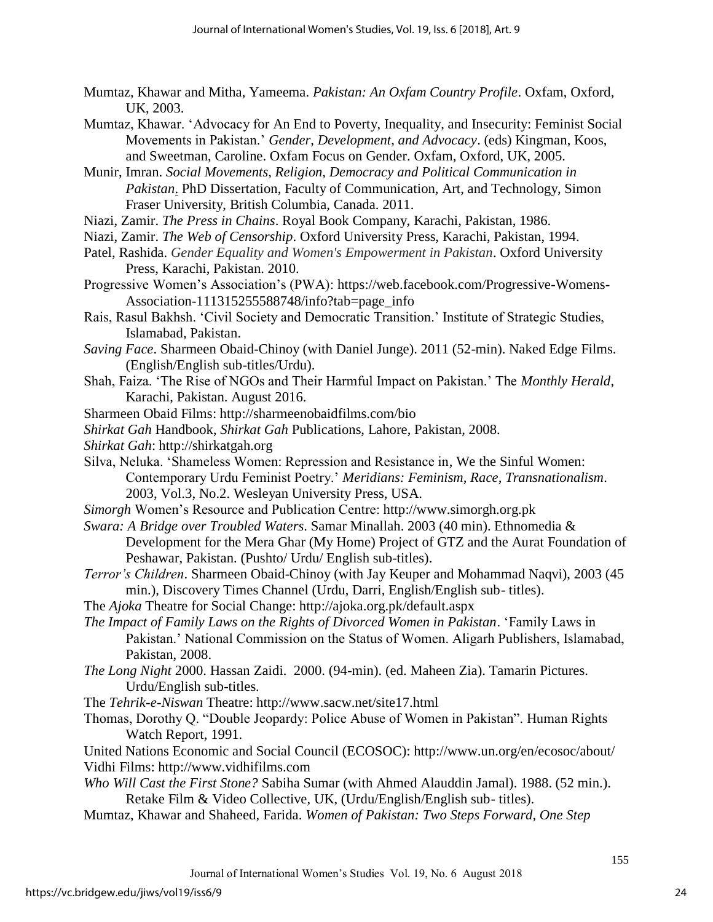Mumtaz, Khawar and Mitha, Yameema. *Pakistan: An Oxfam Country Profile*. Oxfam, Oxford, UK, 2003.

Mumtaz, Khawar. 'Advocacy for An End to Poverty, Inequality, and Insecurity: Feminist Social Movements in Pakistan.' *Gender, Development, and Advocacy*. (eds) Kingman, Koos, and Sweetman, Caroline. Oxfam Focus on Gender. Oxfam, Oxford, UK, 2005.

Munir, Imran. *Social Movements, Religion, Democracy and Political Communication in Pakistan*. PhD Dissertation, Faculty of Communication, Art, and Technology, Simon Fraser University, British Columbia, Canada. 2011.

Niazi, Zamir. *The Press in Chains*. Royal Book Company, Karachi, Pakistan, 1986.

Niazi, Zamir. *The Web of Censorship*. Oxford University Press, Karachi, Pakistan, 1994.

Patel, Rashida. *Gender Equality and Women's Empowerment in Pakistan*. Oxford University Press, Karachi, Pakistan. 2010.

Progressive Women's Association's (PWA): https://web.facebook.com/Progressive-Womens-Association-111315255588748/info?tab=page_info

Rais, Rasul Bakhsh. 'Civil Society and Democratic Transition.' Institute of Strategic Studies, Islamabad, Pakistan.

*Saving Face*. Sharmeen Obaid-Chinoy (with Daniel Junge). 2011 (52-min). Naked Edge Films. (English/English sub-titles/Urdu).

Shah, Faiza. 'The Rise of NGOs and Their Harmful Impact on Pakistan.' The *Monthly Herald*, Karachi, Pakistan. August 2016.

Sharmeen Obaid Films: http://sharmeenobaidfilms.com/bio

*Shirkat Gah* Handbook, *Shirkat Gah* Publications, Lahore, Pakistan, 2008.

*Shirkat Gah*: http://shirkatgah.org

Silva, Neluka. 'Shameless Women: Repression and Resistance in, We the Sinful Women: Contemporary Urdu Feminist Poetry.' *Meridians: Feminism, Race, Transnationalism*. 2003, Vol.3, No.2. Wesleyan University Press, USA.

*Simorgh* Women's Resource and Publication Centre: http://www.simorgh.org.pk

*Swara: A Bridge over Troubled Waters*. Samar Minallah. 2003 (40 min). Ethnomedia & Development for the Mera Ghar (My Home) Project of GTZ and the Aurat Foundation of Peshawar, Pakistan. (Pushto/ Urdu/ English sub-titles).

*Terror's Children*. Sharmeen Obaid-Chinoy (with Jay Keuper and Mohammad Naqvi), 2003 (45 min.), Discovery Times Channel (Urdu, Darri, English/English sub- titles).

The *Ajoka* Theatre for Social Change: http://ajoka.org.pk/default.aspx

*The Impact of Family Laws on the Rights of Divorced Women in Pakistan*. 'Family Laws in Pakistan.' National Commission on the Status of Women. Aligarh Publishers, Islamabad, Pakistan, 2008.

*The Long Night* 2000. Hassan Zaidi. 2000. (94-min). (ed. Maheen Zia). Tamarin Pictures. Urdu/English sub-titles.

The *Tehrik-e-Niswan* Theatre: http://www.sacw.net/site17.html

Thomas, Dorothy Q. "Double Jeopardy: Police Abuse of Women in Pakistan". Human Rights Watch Report, 1991.

United Nations Economic and Social Council (ECOSOC): http://www.un.org/en/ecosoc/about/

Vidhi Films: http://www.vidhifilms.com

*Who Will Cast the First Stone?* Sabiha Sumar (with Ahmed Alauddin Jamal). 1988. (52 min.). Retake Film & Video Collective, UK, (Urdu/English/English sub- titles).

Mumtaz, Khawar and Shaheed, Farida. *Women of Pakistan: Two Steps Forward, One Step*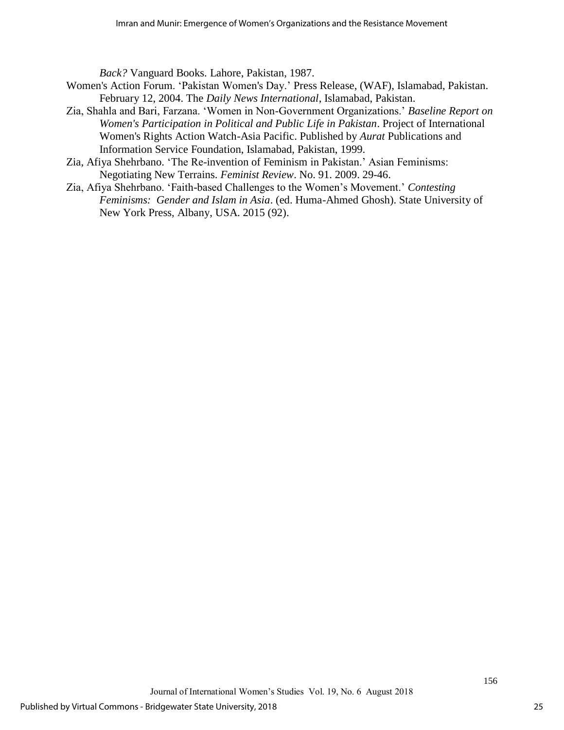*Back?* Vanguard Books. Lahore, Pakistan, 1987.

Women's Action Forum. 'Pakistan Women's Day.' Press Release, (WAF), Islamabad, Pakistan. February 12, 2004. The *Daily News International*, Islamabad, Pakistan.

Zia, Shahla and Bari, Farzana. 'Women in Non-Government Organizations.' *Baseline Report on Women's Participation in Political and Public Life in Pakistan*. Project of International Women's Rights Action Watch-Asia Pacific. Published by *Aurat* Publications and Information Service Foundation, Islamabad, Pakistan, 1999.

Zia, Afiya Shehrbano. 'The Re-invention of Feminism in Pakistan.' Asian Feminisms: Negotiating New Terrains. *Feminist Review*. No. 91. 2009. 29-46.

Zia, Afiya Shehrbano. 'Faith-based Challenges to the Women's Movement.' *Contesting Feminisms: Gender and Islam in Asia*. (ed. Huma-Ahmed Ghosh). State University of New York Press, Albany, USA. 2015 (92).